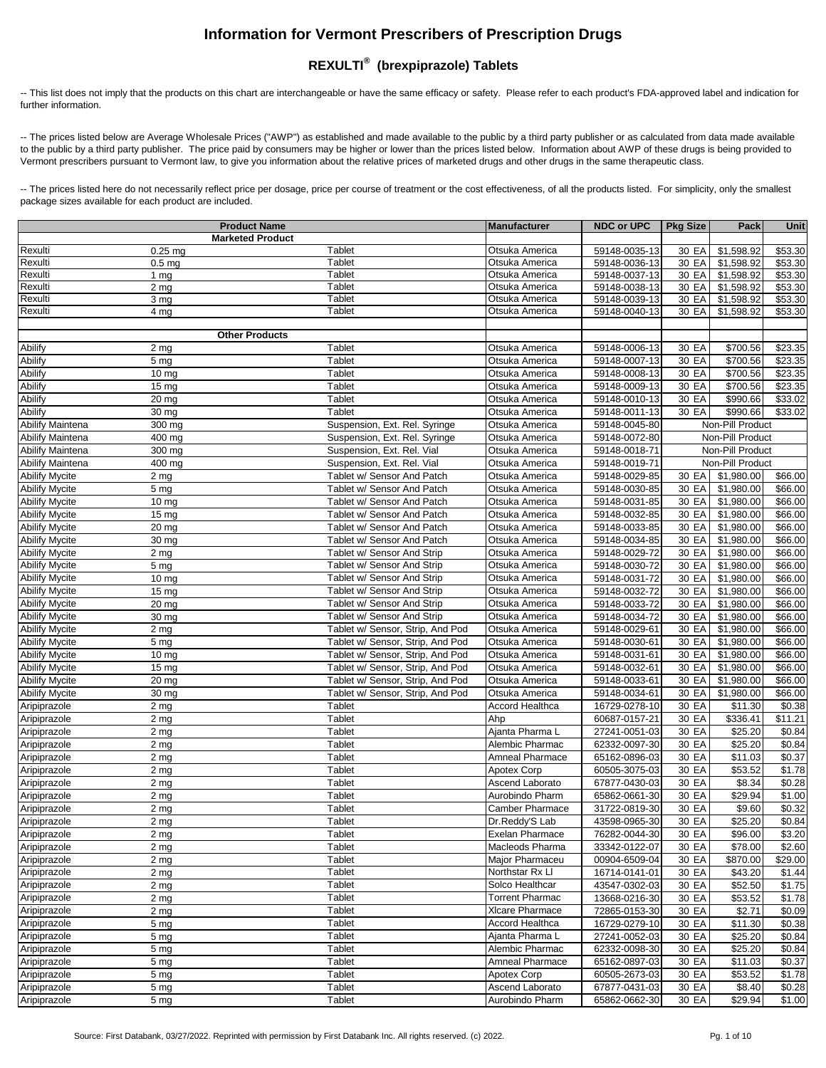# Information for Vermont Prescribers of Prescription Drugs

## REXULTI® (brexpiprazole) Tablets

-- This list does not imply that the products on this chart are interchangeable or have the same efficacy or safety. Please refer to each product's FDA-approved label and indication for further information.

-- The prices listed below are Average Wholesale Prices ("AWP") as established and made available to the public by a third party publisher or as calculated from data made available to the public by a third party publisher. The price paid by consumers may be higher or lower than the prices listed below. Information about AWP of these drugs is being provided to Vermont prescribers pursuant to Vermont law, to give you information about the relative prices of marketed drugs and other drugs in the same therapeutic class.

-- The prices listed here do not necessarily reflect price per dosage, price per course of treatment or the cost effectiveness, of all the products listed. For simplicity, only the smallest package sizes available for each product are included.

| Product Name | | | Manufacturer | NDC or UPC | Pkg Size | Pack | Unit |
|---|---|---|---|---|---|---|---|
| **Marketed Product** | | | | | | | |
| Rexulti | 0.25 mg | Tablet | Otsuka America | 59148-0035-13 | 30 EA | $1,598.92 | $53.30 |
| Rexulti | 0.5 mg | Tablet | Otsuka America | 59148-0036-13 | 30 EA | $1,598.92 | $53.30 |
| Rexulti | 1 mg | Tablet | Otsuka America | 59148-0037-13 | 30 EA | $1,598.92 | $53.30 |
| Rexulti | 2 mg | Tablet | Otsuka America | 59148-0038-13 | 30 EA | $1,598.92 | $53.30 |
| Rexulti | 3 mg | Tablet | Otsuka America | 59148-0039-13 | 30 EA | $1,598.92 | $53.30 |
| Rexulti | 4 mg | Tablet | Otsuka America | 59148-0040-13 | 30 EA | $1,598.92 | $53.30 |
| | | | | | | | |
| **Other Products** | | | | | | | |
| Abilify | 2 mg | Tablet | Otsuka America | 59148-0006-13 | 30 EA | $700.56 | $23.35 |
| Abilify | 5 mg | Tablet | Otsuka America | 59148-0007-13 | 30 EA | $700.56 | $23.35 |
| Abilify | 10 mg | Tablet | Otsuka America | 59148-0008-13 | 30 EA | $700.56 | $23.35 |
| Abilify | 15 mg | Tablet | Otsuka America | 59148-0009-13 | 30 EA | $700.56 | $23.35 |
| Abilify | 20 mg | Tablet | Otsuka America | 59148-0010-13 | 30 EA | $990.66 | $33.02 |
| Abilify | 30 mg | Tablet | Otsuka America | 59148-0011-13 | 30 EA | $990.66 | $33.02 |
| Abilify Maintena | 300 mg | Suspension, Ext. Rel. Syringe | Otsuka America | 59148-0045-80 | Non-Pill Product | | |
| Abilify Maintena | 400 mg | Suspension, Ext. Rel. Syringe | Otsuka America | 59148-0072-80 | Non-Pill Product | | |
| Abilify Maintena | 300 mg | Suspension, Ext. Rel. Vial | Otsuka America | 59148-0018-71 | Non-Pill Product | | |
| Abilify Maintena | 400 mg | Suspension, Ext. Rel. Vial | Otsuka America | 59148-0019-71 | Non-Pill Product | | |
| Abilify Mycite | 2 mg | Tablet w/ Sensor And Patch | Otsuka America | 59148-0029-85 | 30 EA | $1,980.00 | $66.00 |
| Abilify Mycite | 5 mg | Tablet w/ Sensor And Patch | Otsuka America | 59148-0030-85 | 30 EA | $1,980.00 | $66.00 |
| Abilify Mycite | 10 mg | Tablet w/ Sensor And Patch | Otsuka America | 59148-0031-85 | 30 EA | $1,980.00 | $66.00 |
| Abilify Mycite | 15 mg | Tablet w/ Sensor And Patch | Otsuka America | 59148-0032-85 | 30 EA | $1,980.00 | $66.00 |
| Abilify Mycite | 20 mg | Tablet w/ Sensor And Patch | Otsuka America | 59148-0033-85 | 30 EA | $1,980.00 | $66.00 |
| Abilify Mycite | 30 mg | Tablet w/ Sensor And Patch | Otsuka America | 59148-0034-85 | 30 EA | $1,980.00 | $66.00 |
| Abilify Mycite | 2 mg | Tablet w/ Sensor And Strip | Otsuka America | 59148-0029-72 | 30 EA | $1,980.00 | $66.00 |
| Abilify Mycite | 5 mg | Tablet w/ Sensor And Strip | Otsuka America | 59148-0030-72 | 30 EA | $1,980.00 | $66.00 |
| Abilify Mycite | 10 mg | Tablet w/ Sensor And Strip | Otsuka America | 59148-0031-72 | 30 EA | $1,980.00 | $66.00 |
| Abilify Mycite | 15 mg | Tablet w/ Sensor And Strip | Otsuka America | 59148-0032-72 | 30 EA | $1,980.00 | $66.00 |
| Abilify Mycite | 20 mg | Tablet w/ Sensor And Strip | Otsuka America | 59148-0033-72 | 30 EA | $1,980.00 | $66.00 |
| Abilify Mycite | 30 mg | Tablet w/ Sensor And Strip | Otsuka America | 59148-0034-72 | 30 EA | $1,980.00 | $66.00 |
| Abilify Mycite | 2 mg | Tablet w/ Sensor, Strip, And Pod | Otsuka America | 59148-0029-61 | 30 EA | $1,980.00 | $66.00 |
| Abilify Mycite | 5 mg | Tablet w/ Sensor, Strip, And Pod | Otsuka America | 59148-0030-61 | 30 EA | $1,980.00 | $66.00 |
| Abilify Mycite | 10 mg | Tablet w/ Sensor, Strip, And Pod | Otsuka America | 59148-0031-61 | 30 EA | $1,980.00 | $66.00 |
| Abilify Mycite | 15 mg | Tablet w/ Sensor, Strip, And Pod | Otsuka America | 59148-0032-61 | 30 EA | $1,980.00 | $66.00 |
| Abilify Mycite | 20 mg | Tablet w/ Sensor, Strip, And Pod | Otsuka America | 59148-0033-61 | 30 EA | $1,980.00 | $66.00 |
| Abilify Mycite | 30 mg | Tablet w/ Sensor, Strip, And Pod | Otsuka America | 59148-0034-61 | 30 EA | $1,980.00 | $66.00 |
| Aripiprazole | 2 mg | Tablet | Accord Healthca | 16729-0278-10 | 30 EA | $11.30 | $0.38 |
| Aripiprazole | 2 mg | Tablet | Ahp | 60687-0157-21 | 30 EA | $336.41 | $11.21 |
| Aripiprazole | 2 mg | Tablet | Ajanta Pharma L | 27241-0051-03 | 30 EA | $25.20 | $0.84 |
| Aripiprazole | 2 mg | Tablet | Alembic Pharmac | 62332-0097-30 | 30 EA | $25.20 | $0.84 |
| Aripiprazole | 2 mg | Tablet | Amneal Pharmace | 65162-0896-03 | 30 EA | $11.03 | $0.37 |
| Aripiprazole | 2 mg | Tablet | Apotex Corp | 60505-3075-03 | 30 EA | $53.52 | $1.78 |
| Aripiprazole | 2 mg | Tablet | Ascend Laborato | 67877-0430-03 | 30 EA | $8.34 | $0.28 |
| Aripiprazole | 2 mg | Tablet | Aurobindo Pharm | 65862-0661-30 | 30 EA | $29.94 | $1.00 |
| Aripiprazole | 2 mg | Tablet | Camber Pharmace | 31722-0819-30 | 30 EA | $9.60 | $0.32 |
| Aripiprazole | 2 mg | Tablet | Dr.Reddy'S Lab | 43598-0965-30 | 30 EA | $25.20 | $0.84 |
| Aripiprazole | 2 mg | Tablet | Exelan Pharmace | 76282-0044-30 | 30 EA | $96.00 | $3.20 |
| Aripiprazole | 2 mg | Tablet | Macleods Pharma | 33342-0122-07 | 30 EA | $78.00 | $2.60 |
| Aripiprazole | 2 mg | Tablet | Major Pharmaceu | 00904-6509-04 | 30 EA | $870.00 | $29.00 |
| Aripiprazole | 2 mg | Tablet | Northstar Rx Ll | 16714-0141-01 | 30 EA | $43.20 | $1.44 |
| Aripiprazole | 2 mg | Tablet | Solco Healthcar | 43547-0302-03 | 30 EA | $52.50 | $1.75 |
| Aripiprazole | 2 mg | Tablet | Torrent Pharmac | 13668-0216-30 | 30 EA | $53.52 | $1.78 |
| Aripiprazole | 2 mg | Tablet | Xlcare Pharmace | 72865-0153-30 | 30 EA | $2.71 | $0.09 |
| Aripiprazole | 5 mg | Tablet | Accord Healthca | 16729-0279-10 | 30 EA | $11.30 | $0.38 |
| Aripiprazole | 5 mg | Tablet | Ajanta Pharma L | 27241-0052-03 | 30 EA | $25.20 | $0.84 |
| Aripiprazole | 5 mg | Tablet | Alembic Pharmac | 62332-0098-30 | 30 EA | $25.20 | $0.84 |
| Aripiprazole | 5 mg | Tablet | Amneal Pharmace | 65162-0897-03 | 30 EA | $11.03 | $0.37 |
| Aripiprazole | 5 mg | Tablet | Apotex Corp | 60505-2673-03 | 30 EA | $53.52 | $1.78 |
| Aripiprazole | 5 mg | Tablet | Ascend Laborato | 67877-0431-03 | 30 EA | $8.40 | $0.28 |
| Aripiprazole | 5 mg | Tablet | Aurobindo Pharm | 65862-0662-30 | 30 EA | $29.94 | $1.00 |

Source: First Databank, 03/27/2022. Reprinted with permission by First Databank Inc. All rights reserved. (c) 2022.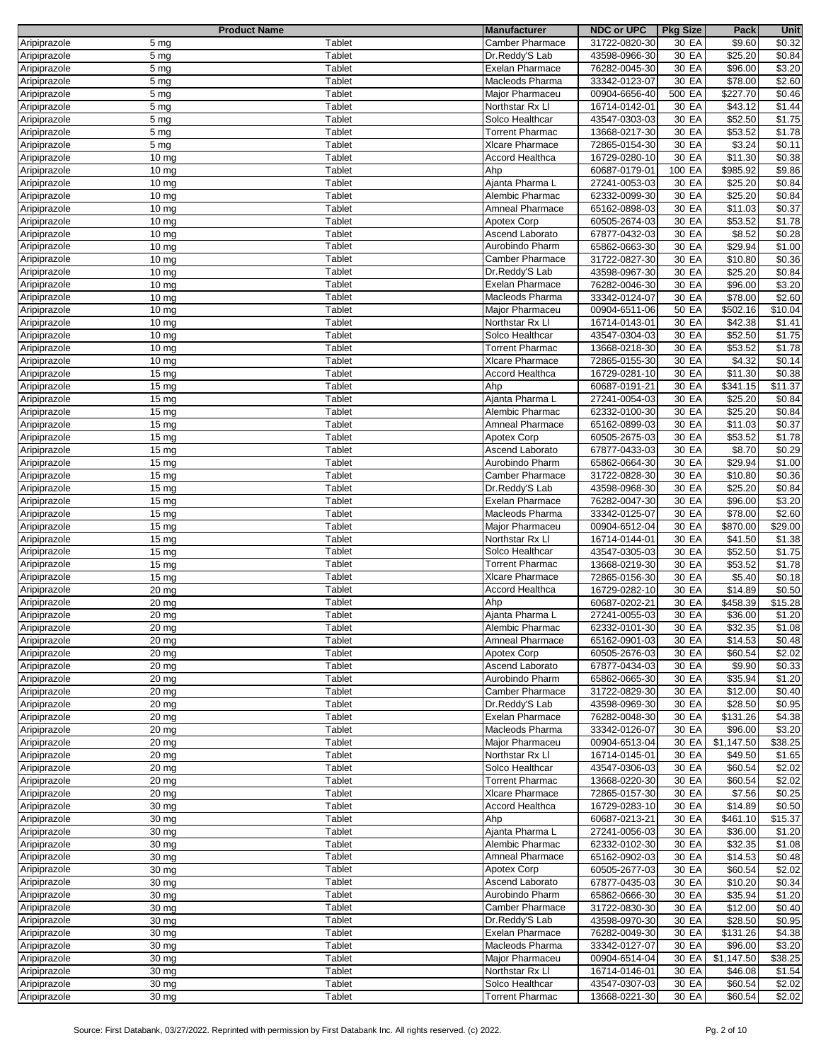| Product Name | | | Manufacturer | NDC or UPC | Pkg Size | Pack | Unit |
|---|---|---|---|---|---|---|---|
| Aripiprazole | 5 mg | Tablet | Camber Pharmace | 31722-0820-30 | 30 EA | $9.60 | $0.32 |
| Aripiprazole | 5 mg | Tablet | Dr.Reddy'S Lab | 43598-0966-30 | 30 EA | $25.20 | $0.84 |
| Aripiprazole | 5 mg | Tablet | Exelan Pharmace | 76282-0045-30 | 30 EA | $96.00 | $3.20 |
| Aripiprazole | 5 mg | Tablet | Macleods Pharma | 33342-0123-07 | 30 EA | $78.00 | $2.60 |
| Aripiprazole | 5 mg | Tablet | Major Pharmaceu | 00904-6656-40 | 500 EA | $227.70 | $0.46 |
| Aripiprazole | 5 mg | Tablet | Northstar Rx Ll | 16714-0142-01 | 30 EA | $43.12 | $1.44 |
| Aripiprazole | 5 mg | Tablet | Solco Healthcar | 43547-0303-03 | 30 EA | $52.50 | $1.75 |
| Aripiprazole | 5 mg | Tablet | Torrent Pharmac | 13668-0217-30 | 30 EA | $53.52 | $1.78 |
| Aripiprazole | 5 mg | Tablet | Xlcare Pharmace | 72865-0154-30 | 30 EA | $3.24 | $0.11 |
| Aripiprazole | 10 mg | Tablet | Accord Healthca | 16729-0280-10 | 30 EA | $11.30 | $0.38 |
| Aripiprazole | 10 mg | Tablet | Ahp | 60687-0179-01 | 100 EA | $985.92 | $9.86 |
| Aripiprazole | 10 mg | Tablet | Ajanta Pharma L | 27241-0053-03 | 30 EA | $25.20 | $0.84 |
| Aripiprazole | 10 mg | Tablet | Alembic Pharmac | 62332-0099-30 | 30 EA | $25.20 | $0.84 |
| Aripiprazole | 10 mg | Tablet | Amneal Pharmace | 65162-0898-03 | 30 EA | $11.03 | $0.37 |
| Aripiprazole | 10 mg | Tablet | Apotex Corp | 60505-2674-03 | 30 EA | $53.52 | $1.78 |
| Aripiprazole | 10 mg | Tablet | Ascend Laborato | 67877-0432-03 | 30 EA | $8.52 | $0.28 |
| Aripiprazole | 10 mg | Tablet | Aurobindo Pharm | 65862-0663-30 | 30 EA | $29.94 | $1.00 |
| Aripiprazole | 10 mg | Tablet | Camber Pharmace | 31722-0827-30 | 30 EA | $10.80 | $0.36 |
| Aripiprazole | 10 mg | Tablet | Dr.Reddy'S Lab | 43598-0967-30 | 30 EA | $25.20 | $0.84 |
| Aripiprazole | 10 mg | Tablet | Exelan Pharmace | 76282-0046-30 | 30 EA | $96.00 | $3.20 |
| Aripiprazole | 10 mg | Tablet | Macleods Pharma | 33342-0124-07 | 30 EA | $78.00 | $2.60 |
| Aripiprazole | 10 mg | Tablet | Major Pharmaceu | 00904-6511-06 | 50 EA | $502.16 | $10.04 |
| Aripiprazole | 10 mg | Tablet | Northstar Rx Ll | 16714-0143-01 | 30 EA | $42.38 | $1.41 |
| Aripiprazole | 10 mg | Tablet | Solco Healthcar | 43547-0304-03 | 30 EA | $52.50 | $1.75 |
| Aripiprazole | 10 mg | Tablet | Torrent Pharmac | 13668-0218-30 | 30 EA | $53.52 | $1.78 |
| Aripiprazole | 10 mg | Tablet | Xlcare Pharmace | 72865-0155-30 | 30 EA | $4.32 | $0.14 |
| Aripiprazole | 15 mg | Tablet | Accord Healthca | 16729-0281-10 | 30 EA | $11.30 | $0.38 |
| Aripiprazole | 15 mg | Tablet | Ahp | 60687-0191-21 | 30 EA | $341.15 | $11.37 |
| Aripiprazole | 15 mg | Tablet | Ajanta Pharma L | 27241-0054-03 | 30 EA | $25.20 | $0.84 |
| Aripiprazole | 15 mg | Tablet | Alembic Pharmac | 62332-0100-30 | 30 EA | $25.20 | $0.84 |
| Aripiprazole | 15 mg | Tablet | Amneal Pharmace | 65162-0899-03 | 30 EA | $11.03 | $0.37 |
| Aripiprazole | 15 mg | Tablet | Apotex Corp | 60505-2675-03 | 30 EA | $53.52 | $1.78 |
| Aripiprazole | 15 mg | Tablet | Ascend Laborato | 67877-0433-03 | 30 EA | $8.70 | $0.29 |
| Aripiprazole | 15 mg | Tablet | Aurobindo Pharm | 65862-0664-30 | 30 EA | $29.94 | $1.00 |
| Aripiprazole | 15 mg | Tablet | Camber Pharmace | 31722-0828-30 | 30 EA | $10.80 | $0.36 |
| Aripiprazole | 15 mg | Tablet | Dr.Reddy'S Lab | 43598-0968-30 | 30 EA | $25.20 | $0.84 |
| Aripiprazole | 15 mg | Tablet | Exelan Pharmace | 76282-0047-30 | 30 EA | $96.00 | $3.20 |
| Aripiprazole | 15 mg | Tablet | Macleods Pharma | 33342-0125-07 | 30 EA | $78.00 | $2.60 |
| Aripiprazole | 15 mg | Tablet | Major Pharmaceu | 00904-6512-04 | 30 EA | $870.00 | $29.00 |
| Aripiprazole | 15 mg | Tablet | Northstar Rx Ll | 16714-0144-01 | 30 EA | $41.50 | $1.38 |
| Aripiprazole | 15 mg | Tablet | Solco Healthcar | 43547-0305-03 | 30 EA | $52.50 | $1.75 |
| Aripiprazole | 15 mg | Tablet | Torrent Pharmac | 13668-0219-30 | 30 EA | $53.52 | $1.78 |
| Aripiprazole | 15 mg | Tablet | Xlcare Pharmace | 72865-0156-30 | 30 EA | $5.40 | $0.18 |
| Aripiprazole | 20 mg | Tablet | Accord Healthca | 16729-0282-10 | 30 EA | $14.89 | $0.50 |
| Aripiprazole | 20 mg | Tablet | Ahp | 60687-0202-21 | 30 EA | $458.39 | $15.28 |
| Aripiprazole | 20 mg | Tablet | Ajanta Pharma L | 27241-0055-03 | 30 EA | $36.00 | $1.20 |
| Aripiprazole | 20 mg | Tablet | Alembic Pharmac | 62332-0101-30 | 30 EA | $32.35 | $1.08 |
| Aripiprazole | 20 mg | Tablet | Amneal Pharmace | 65162-0901-03 | 30 EA | $14.53 | $0.48 |
| Aripiprazole | 20 mg | Tablet | Apotex Corp | 60505-2676-03 | 30 EA | $60.54 | $2.02 |
| Aripiprazole | 20 mg | Tablet | Ascend Laborato | 67877-0434-03 | 30 EA | $9.90 | $0.33 |
| Aripiprazole | 20 mg | Tablet | Aurobindo Pharm | 65862-0665-30 | 30 EA | $35.94 | $1.20 |
| Aripiprazole | 20 mg | Tablet | Camber Pharmace | 31722-0829-30 | 30 EA | $12.00 | $0.40 |
| Aripiprazole | 20 mg | Tablet | Dr.Reddy'S Lab | 43598-0969-30 | 30 EA | $28.50 | $0.95 |
| Aripiprazole | 20 mg | Tablet | Exelan Pharmace | 76282-0048-30 | 30 EA | $131.26 | $4.38 |
| Aripiprazole | 20 mg | Tablet | Macleods Pharma | 33342-0126-07 | 30 EA | $96.00 | $3.20 |
| Aripiprazole | 20 mg | Tablet | Major Pharmaceu | 00904-6513-04 | 30 EA | $1,147.50 | $38.25 |
| Aripiprazole | 20 mg | Tablet | Northstar Rx Ll | 16714-0145-01 | 30 EA | $49.50 | $1.65 |
| Aripiprazole | 20 mg | Tablet | Solco Healthcar | 43547-0306-03 | 30 EA | $60.54 | $2.02 |
| Aripiprazole | 20 mg | Tablet | Torrent Pharmac | 13668-0220-30 | 30 EA | $60.54 | $2.02 |
| Aripiprazole | 20 mg | Tablet | Xlcare Pharmace | 72865-0157-30 | 30 EA | $7.56 | $0.25 |
| Aripiprazole | 30 mg | Tablet | Accord Healthca | 16729-0283-10 | 30 EA | $14.89 | $0.50 |
| Aripiprazole | 30 mg | Tablet | Ahp | 60687-0213-21 | 30 EA | $461.10 | $15.37 |
| Aripiprazole | 30 mg | Tablet | Ajanta Pharma L | 27241-0056-03 | 30 EA | $36.00 | $1.20 |
| Aripiprazole | 30 mg | Tablet | Alembic Pharmac | 62332-0102-30 | 30 EA | $32.35 | $1.08 |
| Aripiprazole | 30 mg | Tablet | Amneal Pharmace | 65162-0902-03 | 30 EA | $14.53 | $0.48 |
| Aripiprazole | 30 mg | Tablet | Apotex Corp | 60505-2677-03 | 30 EA | $60.54 | $2.02 |
| Aripiprazole | 30 mg | Tablet | Ascend Laborato | 67877-0435-03 | 30 EA | $10.20 | $0.34 |
| Aripiprazole | 30 mg | Tablet | Aurobindo Pharm | 65862-0666-30 | 30 EA | $35.94 | $1.20 |
| Aripiprazole | 30 mg | Tablet | Camber Pharmace | 31722-0830-30 | 30 EA | $12.00 | $0.40 |
| Aripiprazole | 30 mg | Tablet | Dr.Reddy'S Lab | 43598-0970-30 | 30 EA | $28.50 | $0.95 |
| Aripiprazole | 30 mg | Tablet | Exelan Pharmace | 76282-0049-30 | 30 EA | $131.26 | $4.38 |
| Aripiprazole | 30 mg | Tablet | Macleods Pharma | 33342-0127-07 | 30 EA | $96.00 | $3.20 |
| Aripiprazole | 30 mg | Tablet | Major Pharmaceu | 00904-6514-04 | 30 EA | $1,147.50 | $38.25 |
| Aripiprazole | 30 mg | Tablet | Northstar Rx Ll | 16714-0146-01 | 30 EA | $46.08 | $1.54 |
| Aripiprazole | 30 mg | Tablet | Solco Healthcar | 43547-0307-03 | 30 EA | $60.54 | $2.02 |
| Aripiprazole | 30 mg | Tablet | Torrent Pharmac | 13668-0221-30 | 30 EA | $60.54 | $2.02 |

Source: First Databank, 03/27/2022. Reprinted with permission by First Databank Inc. All rights reserved. (c) 2022.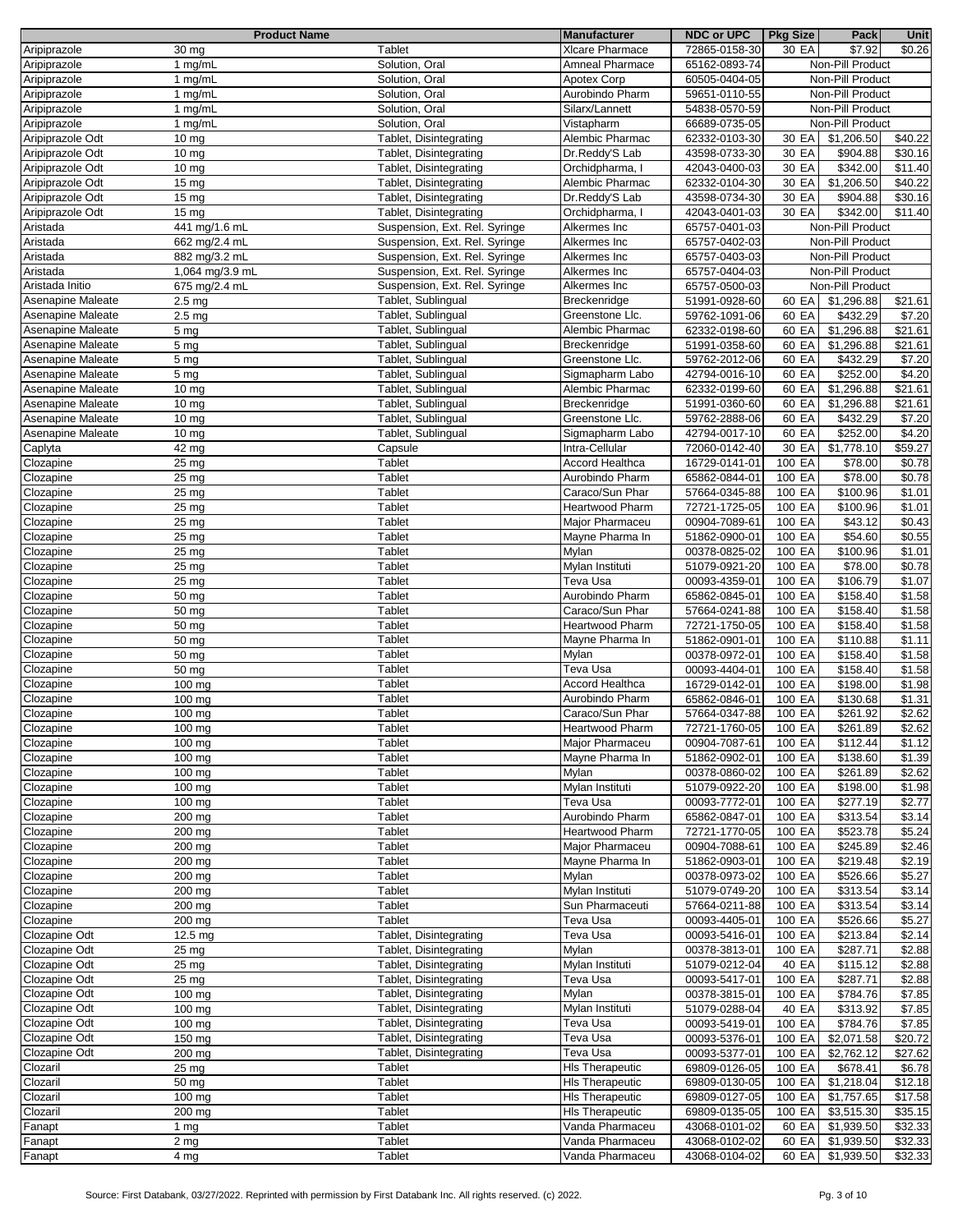| Product Name | | | Manufacturer | NDC or UPC | Pkg Size | Pack | Unit |
|---|---|---|---|---|---|---|---|
| Aripiprazole | 30 mg | Tablet | Xlcare Pharmace | 72865-0158-30 | 30 EA | $7.92 | $0.26 |
| Aripiprazole | 1 mg/mL | Solution, Oral | Amneal Pharmace | 65162-0893-74 | | Non-Pill Product | |
| Aripiprazole | 1 mg/mL | Solution, Oral | Apotex Corp | 60505-0404-05 | | Non-Pill Product | |
| Aripiprazole | 1 mg/mL | Solution, Oral | Aurobindo Pharm | 59651-0110-55 | | Non-Pill Product | |
| Aripiprazole | 1 mg/mL | Solution, Oral | Silarx/Lannett | 54838-0570-59 | | Non-Pill Product | |
| Aripiprazole | 1 mg/mL | Solution, Oral | Vistapharm | 66689-0735-05 | | Non-Pill Product | |
| Aripiprazole Odt | 10 mg | Tablet, Disintegrating | Alembic Pharmac | 62332-0103-30 | 30 EA | $1,206.50 | $40.22 |
| Aripiprazole Odt | 10 mg | Tablet, Disintegrating | Dr.Reddy'S Lab | 43598-0733-30 | 30 EA | $904.88 | $30.16 |
| Aripiprazole Odt | 10 mg | Tablet, Disintegrating | Orchidpharma, I | 42043-0400-03 | 30 EA | $342.00 | $11.40 |
| Aripiprazole Odt | 15 mg | Tablet, Disintegrating | Alembic Pharmac | 62332-0104-30 | 30 EA | $1,206.50 | $40.22 |
| Aripiprazole Odt | 15 mg | Tablet, Disintegrating | Dr.Reddy'S Lab | 43598-0734-30 | 30 EA | $904.88 | $30.16 |
| Aripiprazole Odt | 15 mg | Tablet, Disintegrating | Orchidpharma, I | 42043-0401-03 | 30 EA | $342.00 | $11.40 |
| Aristada | 441 mg/1.6 mL | Suspension, Ext. Rel. Syringe | Alkermes Inc | 65757-0401-03 | | Non-Pill Product | |
| Aristada | 662 mg/2.4 mL | Suspension, Ext. Rel. Syringe | Alkermes Inc | 65757-0402-03 | | Non-Pill Product | |
| Aristada | 882 mg/3.2 mL | Suspension, Ext. Rel. Syringe | Alkermes Inc | 65757-0403-03 | | Non-Pill Product | |
| Aristada | 1,064 mg/3.9 mL | Suspension, Ext. Rel. Syringe | Alkermes Inc | 65757-0404-03 | | Non-Pill Product | |
| Aristada Initio | 675 mg/2.4 mL | Suspension, Ext. Rel. Syringe | Alkermes Inc | 65757-0500-03 | | Non-Pill Product | |
| Asenapine Maleate | 2.5 mg | Tablet, Sublingual | Breckenridge | 51991-0928-60 | 60 EA | $1,296.88 | $21.61 |
| Asenapine Maleate | 2.5 mg | Tablet, Sublingual | Greenstone Llc. | 59762-1091-06 | 60 EA | $432.29 | $7.20 |
| Asenapine Maleate | 5 mg | Tablet, Sublingual | Alembic Pharmac | 62332-0198-60 | 60 EA | $1,296.88 | $21.61 |
| Asenapine Maleate | 5 mg | Tablet, Sublingual | Breckenridge | 51991-0358-60 | 60 EA | $1,296.88 | $21.61 |
| Asenapine Maleate | 5 mg | Tablet, Sublingual | Greenstone Llc. | 59762-2012-06 | 60 EA | $432.29 | $7.20 |
| Asenapine Maleate | 5 mg | Tablet, Sublingual | Sigmapharm Labo | 42794-0016-10 | 60 EA | $252.00 | $4.20 |
| Asenapine Maleate | 10 mg | Tablet, Sublingual | Alembic Pharmac | 62332-0199-60 | 60 EA | $1,296.88 | $21.61 |
| Asenapine Maleate | 10 mg | Tablet, Sublingual | Breckenridge | 51991-0360-60 | 60 EA | $1,296.88 | $21.61 |
| Asenapine Maleate | 10 mg | Tablet, Sublingual | Greenstone Llc. | 59762-2888-06 | 60 EA | $432.29 | $7.20 |
| Asenapine Maleate | 10 mg | Tablet, Sublingual | Sigmapharm Labo | 42794-0017-10 | 60 EA | $252.00 | $4.20 |
| Caplyta | 42 mg | Capsule | Intra-Cellular | 72060-0142-40 | 30 EA | $1,778.10 | $59.27 |
| Clozapine | 25 mg | Tablet | Accord Healthca | 16729-0141-01 | 100 EA | $78.00 | $0.78 |
| Clozapine | 25 mg | Tablet | Aurobindo Pharm | 65862-0844-01 | 100 EA | $78.00 | $0.78 |
| Clozapine | 25 mg | Tablet | Caraco/Sun Phar | 57664-0345-88 | 100 EA | $100.96 | $1.01 |
| Clozapine | 25 mg | Tablet | Heartwood Pharm | 72721-1725-05 | 100 EA | $100.96 | $1.01 |
| Clozapine | 25 mg | Tablet | Major Pharmaceu | 00904-7089-61 | 100 EA | $43.12 | $0.43 |
| Clozapine | 25 mg | Tablet | Mayne Pharma In | 51862-0900-01 | 100 EA | $54.60 | $0.55 |
| Clozapine | 25 mg | Tablet | Mylan | 00378-0825-02 | 100 EA | $100.96 | $1.01 |
| Clozapine | 25 mg | Tablet | Mylan Instituti | 51079-0921-20 | 100 EA | $78.00 | $0.78 |
| Clozapine | 25 mg | Tablet | Teva Usa | 00093-4359-01 | 100 EA | $106.79 | $1.07 |
| Clozapine | 50 mg | Tablet | Aurobindo Pharm | 65862-0845-01 | 100 EA | $158.40 | $1.58 |
| Clozapine | 50 mg | Tablet | Caraco/Sun Phar | 57664-0241-88 | 100 EA | $158.40 | $1.58 |
| Clozapine | 50 mg | Tablet | Heartwood Pharm | 72721-1750-05 | 100 EA | $158.40 | $1.58 |
| Clozapine | 50 mg | Tablet | Mayne Pharma In | 51862-0901-01 | 100 EA | $110.88 | $1.11 |
| Clozapine | 50 mg | Tablet | Mylan | 00378-0972-01 | 100 EA | $158.40 | $1.58 |
| Clozapine | 50 mg | Tablet | Teva Usa | 00093-4404-01 | 100 EA | $158.40 | $1.58 |
| Clozapine | 100 mg | Tablet | Accord Healthca | 16729-0142-01 | 100 EA | $198.00 | $1.98 |
| Clozapine | 100 mg | Tablet | Aurobindo Pharm | 65862-0846-01 | 100 EA | $130.68 | $1.31 |
| Clozapine | 100 mg | Tablet | Caraco/Sun Phar | 57664-0347-88 | 100 EA | $261.92 | $2.62 |
| Clozapine | 100 mg | Tablet | Heartwood Pharm | 72721-1760-05 | 100 EA | $261.89 | $2.62 |
| Clozapine | 100 mg | Tablet | Major Pharmaceu | 00904-7087-61 | 100 EA | $112.44 | $1.12 |
| Clozapine | 100 mg | Tablet | Mayne Pharma In | 51862-0902-01 | 100 EA | $138.60 | $1.39 |
| Clozapine | 100 mg | Tablet | Mylan | 00378-0860-02 | 100 EA | $261.89 | $2.62 |
| Clozapine | 100 mg | Tablet | Mylan Instituti | 51079-0922-20 | 100 EA | $198.00 | $1.98 |
| Clozapine | 100 mg | Tablet | Teva Usa | 00093-7772-01 | 100 EA | $277.19 | $2.77 |
| Clozapine | 200 mg | Tablet | Aurobindo Pharm | 65862-0847-01 | 100 EA | $313.54 | $3.14 |
| Clozapine | 200 mg | Tablet | Heartwood Pharm | 72721-1770-05 | 100 EA | $523.78 | $5.24 |
| Clozapine | 200 mg | Tablet | Major Pharmaceu | 00904-7088-61 | 100 EA | $245.89 | $2.46 |
| Clozapine | 200 mg | Tablet | Mayne Pharma In | 51862-0903-01 | 100 EA | $219.48 | $2.19 |
| Clozapine | 200 mg | Tablet | Mylan | 00378-0973-02 | 100 EA | $526.66 | $5.27 |
| Clozapine | 200 mg | Tablet | Mylan Instituti | 51079-0749-20 | 100 EA | $313.54 | $3.14 |
| Clozapine | 200 mg | Tablet | Sun Pharmaceuti | 57664-0211-88 | 100 EA | $313.54 | $3.14 |
| Clozapine | 200 mg | Tablet | Teva Usa | 00093-4405-01 | 100 EA | $526.66 | $5.27 |
| Clozapine Odt | 12.5 mg | Tablet, Disintegrating | Teva Usa | 00093-5416-01 | 100 EA | $213.84 | $2.14 |
| Clozapine Odt | 25 mg | Tablet, Disintegrating | Mylan | 00378-3813-01 | 100 EA | $287.71 | $2.88 |
| Clozapine Odt | 25 mg | Tablet, Disintegrating | Mylan Instituti | 51079-0212-04 | 40 EA | $115.12 | $2.88 |
| Clozapine Odt | 25 mg | Tablet, Disintegrating | Teva Usa | 00093-5417-01 | 100 EA | $287.71 | $2.88 |
| Clozapine Odt | 100 mg | Tablet, Disintegrating | Mylan | 00378-3815-01 | 100 EA | $784.76 | $7.85 |
| Clozapine Odt | 100 mg | Tablet, Disintegrating | Mylan Instituti | 51079-0288-04 | 40 EA | $313.92 | $7.85 |
| Clozapine Odt | 100 mg | Tablet, Disintegrating | Teva Usa | 00093-5419-01 | 100 EA | $784.76 | $7.85 |
| Clozapine Odt | 150 mg | Tablet, Disintegrating | Teva Usa | 00093-5376-01 | 100 EA | $2,071.58 | $20.72 |
| Clozapine Odt | 200 mg | Tablet, Disintegrating | Teva Usa | 00093-5377-01 | 100 EA | $2,762.12 | $27.62 |
| Clozaril | 25 mg | Tablet | Hls Therapeutic | 69809-0126-05 | 100 EA | $678.41 | $6.78 |
| Clozaril | 50 mg | Tablet | Hls Therapeutic | 69809-0130-05 | 100 EA | $1,218.04 | $12.18 |
| Clozaril | 100 mg | Tablet | Hls Therapeutic | 69809-0127-05 | 100 EA | $1,757.65 | $17.58 |
| Clozaril | 200 mg | Tablet | Hls Therapeutic | 69809-0135-05 | 100 EA | $3,515.30 | $35.15 |
| Fanapt | 1 mg | Tablet | Vanda Pharmaceu | 43068-0101-02 | 60 EA | $1,939.50 | $32.33 |
| Fanapt | 2 mg | Tablet | Vanda Pharmaceu | 43068-0102-02 | 60 EA | $1,939.50 | $32.33 |
| Fanapt | 4 mg | Tablet | Vanda Pharmaceu | 43068-0104-02 | 60 EA | $1,939.50 | $32.33 |

Source: First Databank, 03/27/2022. Reprinted with permission by First Databank Inc. All rights reserved. (c) 2022.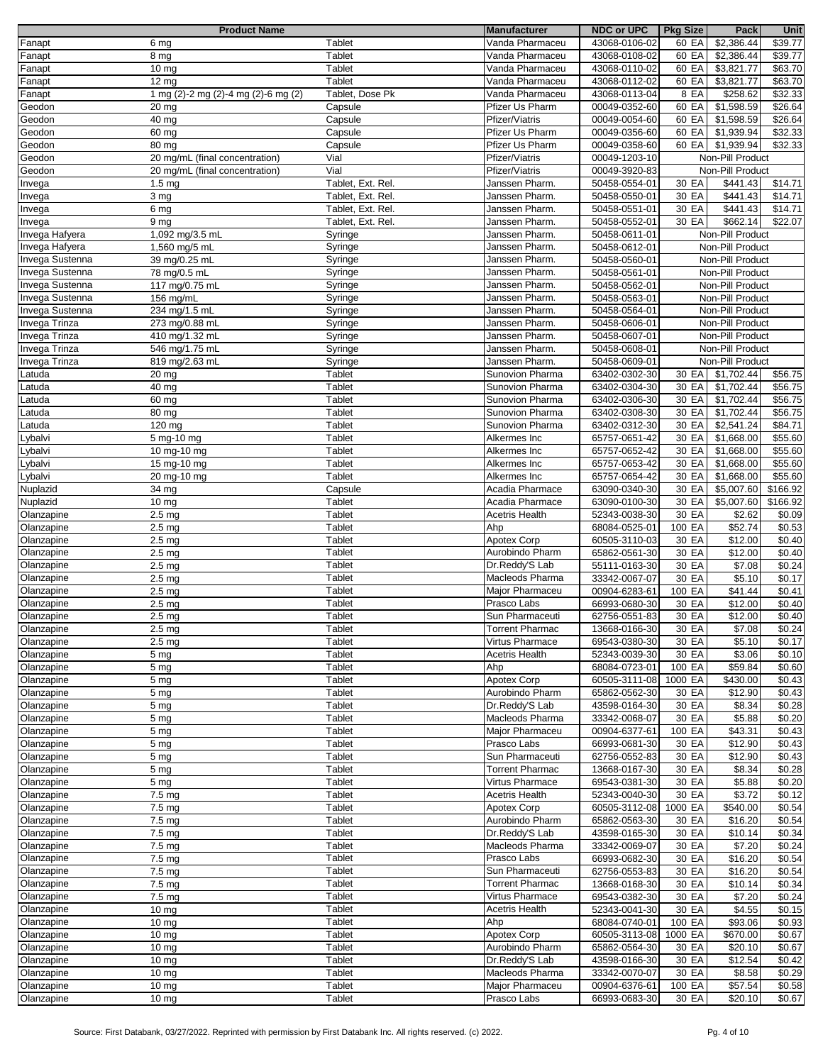| Product Name | | | Manufacturer | NDC or UPC | Pkg Size | Pack | Unit |
|---|---|---|---|---|---|---|---|
| Fanapt | 6 mg | Tablet | Vanda Pharmaceu | 43068-0106-02 | 60 EA | $2,386.44 | $39.77 |
| Fanapt | 8 mg | Tablet | Vanda Pharmaceu | 43068-0108-02 | 60 EA | $2,386.44 | $39.77 |
| Fanapt | 10 mg | Tablet | Vanda Pharmaceu | 43068-0110-02 | 60 EA | $3,821.77 | $63.70 |
| Fanapt | 12 mg | Tablet | Vanda Pharmaceu | 43068-0112-02 | 60 EA | $3,821.77 | $63.70 |
| Fanapt | 1 mg (2)-2 mg (2)-4 mg (2)-6 mg (2) | Tablet, Dose Pk | Vanda Pharmaceu | 43068-0113-04 | 8 EA | $258.62 | $32.33 |
| Geodon | 20 mg | Capsule | Pfizer Us Pharm | 00049-0352-60 | 60 EA | $1,598.59 | $26.64 |
| Geodon | 40 mg | Capsule | Pfizer/Viatris | 00049-0054-60 | 60 EA | $1,598.59 | $26.64 |
| Geodon | 60 mg | Capsule | Pfizer Us Pharm | 00049-0356-60 | 60 EA | $1,939.94 | $32.33 |
| Geodon | 80 mg | Capsule | Pfizer Us Pharm | 00049-0358-60 | 60 EA | $1,939.94 | $32.33 |
| Geodon | 20 mg/mL (final concentration) | Vial | Pfizer/Viatris | 00049-1203-10 | | Non-Pill Product | |
| Geodon | 20 mg/mL (final concentration) | Vial | Pfizer/Viatris | 00049-3920-83 | | Non-Pill Product | |
| Invega | 1.5 mg | Tablet, Ext. Rel. | Janssen Pharm. | 50458-0554-01 | 30 EA | $441.43 | $14.71 |
| Invega | 3 mg | Tablet, Ext. Rel. | Janssen Pharm. | 50458-0550-01 | 30 EA | $441.43 | $14.71 |
| Invega | 6 mg | Tablet, Ext. Rel. | Janssen Pharm. | 50458-0551-01 | 30 EA | $441.43 | $14.71 |
| Invega | 9 mg | Tablet, Ext. Rel. | Janssen Pharm. | 50458-0552-01 | 30 EA | $662.14 | $22.07 |
| Invega Hafyera | 1,092 mg/3.5 mL | Syringe | Janssen Pharm. | 50458-0611-01 | | Non-Pill Product | |
| Invega Hafyera | 1,560 mg/5 mL | Syringe | Janssen Pharm. | 50458-0612-01 | | Non-Pill Product | |
| Invega Sustenna | 39 mg/0.25 mL | Syringe | Janssen Pharm. | 50458-0560-01 | | Non-Pill Product | |
| Invega Sustenna | 78 mg/0.5 mL | Syringe | Janssen Pharm. | 50458-0561-01 | | Non-Pill Product | |
| Invega Sustenna | 117 mg/0.75 mL | Syringe | Janssen Pharm. | 50458-0562-01 | | Non-Pill Product | |
| Invega Sustenna | 156 mg/mL | Syringe | Janssen Pharm. | 50458-0563-01 | | Non-Pill Product | |
| Invega Sustenna | 234 mg/1.5 mL | Syringe | Janssen Pharm. | 50458-0564-01 | | Non-Pill Product | |
| Invega Trinza | 273 mg/0.88 mL | Syringe | Janssen Pharm. | 50458-0606-01 | | Non-Pill Product | |
| Invega Trinza | 410 mg/1.32 mL | Syringe | Janssen Pharm. | 50458-0607-01 | | Non-Pill Product | |
| Invega Trinza | 546 mg/1.75 mL | Syringe | Janssen Pharm. | 50458-0608-01 | | Non-Pill Product | |
| Invega Trinza | 819 mg/2.63 mL | Syringe | Janssen Pharm. | 50458-0609-01 | | Non-Pill Product | |
| Latuda | 20 mg | Tablet | Sunovion Pharma | 63402-0302-30 | 30 EA | $1,702.44 | $56.75 |
| Latuda | 40 mg | Tablet | Sunovion Pharma | 63402-0304-30 | 30 EA | $1,702.44 | $56.75 |
| Latuda | 60 mg | Tablet | Sunovion Pharma | 63402-0306-30 | 30 EA | $1,702.44 | $56.75 |
| Latuda | 80 mg | Tablet | Sunovion Pharma | 63402-0308-30 | 30 EA | $1,702.44 | $56.75 |
| Latuda | 120 mg | Tablet | Sunovion Pharma | 63402-0312-30 | 30 EA | $2,541.24 | $84.71 |
| Lybalvi | 5 mg-10 mg | Tablet | Alkermes Inc | 65757-0651-42 | 30 EA | $1,668.00 | $55.60 |
| Lybalvi | 10 mg-10 mg | Tablet | Alkermes Inc | 65757-0652-42 | 30 EA | $1,668.00 | $55.60 |
| Lybalvi | 15 mg-10 mg | Tablet | Alkermes Inc | 65757-0653-42 | 30 EA | $1,668.00 | $55.60 |
| Lybalvi | 20 mg-10 mg | Tablet | Alkermes Inc | 65757-0654-42 | 30 EA | $1,668.00 | $55.60 |
| Nuplazid | 34 mg | Capsule | Acadia Pharmace | 63090-0340-30 | 30 EA | $5,007.60 | $166.92 |
| Nuplazid | 10 mg | Tablet | Acadia Pharmace | 63090-0100-30 | 30 EA | $5,007.60 | $166.92 |
| Olanzapine | 2.5 mg | Tablet | Acetris Health | 52343-0038-30 | 30 EA | $2.62 | $0.09 |
| Olanzapine | 2.5 mg | Tablet | Ahp | 68084-0525-01 | 100 EA | $52.74 | $0.53 |
| Olanzapine | 2.5 mg | Tablet | Apotex Corp | 60505-3110-03 | 30 EA | $12.00 | $0.40 |
| Olanzapine | 2.5 mg | Tablet | Aurobindo Pharm | 65862-0561-30 | 30 EA | $12.00 | $0.40 |
| Olanzapine | 2.5 mg | Tablet | Dr.Reddy'S Lab | 55111-0163-30 | 30 EA | $7.08 | $0.24 |
| Olanzapine | 2.5 mg | Tablet | Macleods Pharma | 33342-0067-07 | 30 EA | $5.10 | $0.17 |
| Olanzapine | 2.5 mg | Tablet | Major Pharmaceu | 00904-6283-61 | 100 EA | $41.44 | $0.41 |
| Olanzapine | 2.5 mg | Tablet | Prasco Labs | 66993-0680-30 | 30 EA | $12.00 | $0.40 |
| Olanzapine | 2.5 mg | Tablet | Sun Pharmaceuti | 62756-0551-83 | 30 EA | $12.00 | $0.40 |
| Olanzapine | 2.5 mg | Tablet | Torrent Pharmac | 13668-0166-30 | 30 EA | $7.08 | $0.24 |
| Olanzapine | 2.5 mg | Tablet | Virtus Pharmace | 69543-0380-30 | 30 EA | $5.10 | $0.17 |
| Olanzapine | 5 mg | Tablet | Acetris Health | 52343-0039-30 | 30 EA | $3.06 | $0.10 |
| Olanzapine | 5 mg | Tablet | Ahp | 68084-0723-01 | 100 EA | $59.84 | $0.60 |
| Olanzapine | 5 mg | Tablet | Apotex Corp | 60505-3111-08 | 1000 EA | $430.00 | $0.43 |
| Olanzapine | 5 mg | Tablet | Aurobindo Pharm | 65862-0562-30 | 30 EA | $12.90 | $0.43 |
| Olanzapine | 5 mg | Tablet | Dr.Reddy'S Lab | 43598-0164-30 | 30 EA | $8.34 | $0.28 |
| Olanzapine | 5 mg | Tablet | Macleods Pharma | 33342-0068-07 | 30 EA | $5.88 | $0.20 |
| Olanzapine | 5 mg | Tablet | Major Pharmaceu | 00904-6377-61 | 100 EA | $43.31 | $0.43 |
| Olanzapine | 5 mg | Tablet | Prasco Labs | 66993-0681-30 | 30 EA | $12.90 | $0.43 |
| Olanzapine | 5 mg | Tablet | Sun Pharmaceuti | 62756-0552-83 | 30 EA | $12.90 | $0.43 |
| Olanzapine | 5 mg | Tablet | Torrent Pharmac | 13668-0167-30 | 30 EA | $8.34 | $0.28 |
| Olanzapine | 5 mg | Tablet | Virtus Pharmace | 69543-0381-30 | 30 EA | $5.88 | $0.20 |
| Olanzapine | 7.5 mg | Tablet | Acetris Health | 52343-0040-30 | 30 EA | $3.72 | $0.12 |
| Olanzapine | 7.5 mg | Tablet | Apotex Corp | 60505-3112-08 | 1000 EA | $540.00 | $0.54 |
| Olanzapine | 7.5 mg | Tablet | Aurobindo Pharm | 65862-0563-30 | 30 EA | $16.20 | $0.54 |
| Olanzapine | 7.5 mg | Tablet | Dr.Reddy'S Lab | 43598-0165-30 | 30 EA | $10.14 | $0.34 |
| Olanzapine | 7.5 mg | Tablet | Macleods Pharma | 33342-0069-07 | 30 EA | $7.20 | $0.24 |
| Olanzapine | 7.5 mg | Tablet | Prasco Labs | 66993-0682-30 | 30 EA | $16.20 | $0.54 |
| Olanzapine | 7.5 mg | Tablet | Sun Pharmaceuti | 62756-0553-83 | 30 EA | $16.20 | $0.54 |
| Olanzapine | 7.5 mg | Tablet | Torrent Pharmac | 13668-0168-30 | 30 EA | $10.14 | $0.34 |
| Olanzapine | 7.5 mg | Tablet | Virtus Pharmace | 69543-0382-30 | 30 EA | $7.20 | $0.24 |
| Olanzapine | 10 mg | Tablet | Acetris Health | 52343-0041-30 | 30 EA | $4.55 | $0.15 |
| Olanzapine | 10 mg | Tablet | Ahp | 68084-0740-01 | 100 EA | $93.06 | $0.93 |
| Olanzapine | 10 mg | Tablet | Apotex Corp | 60505-3113-08 | 1000 EA | $670.00 | $0.67 |
| Olanzapine | 10 mg | Tablet | Aurobindo Pharm | 65862-0564-30 | 30 EA | $20.10 | $0.67 |
| Olanzapine | 10 mg | Tablet | Dr.Reddy'S Lab | 43598-0166-30 | 30 EA | $12.54 | $0.42 |
| Olanzapine | 10 mg | Tablet | Macleods Pharma | 33342-0070-07 | 30 EA | $8.58 | $0.29 |
| Olanzapine | 10 mg | Tablet | Major Pharmaceu | 00904-6376-61 | 100 EA | $57.54 | $0.58 |
| Olanzapine | 10 mg | Tablet | Prasco Labs | 66993-0683-30 | 30 EA | $20.10 | $0.67 |

Source: First Databank, 03/27/2022. Reprinted with permission by First Databank Inc. All rights reserved. (c) 2022.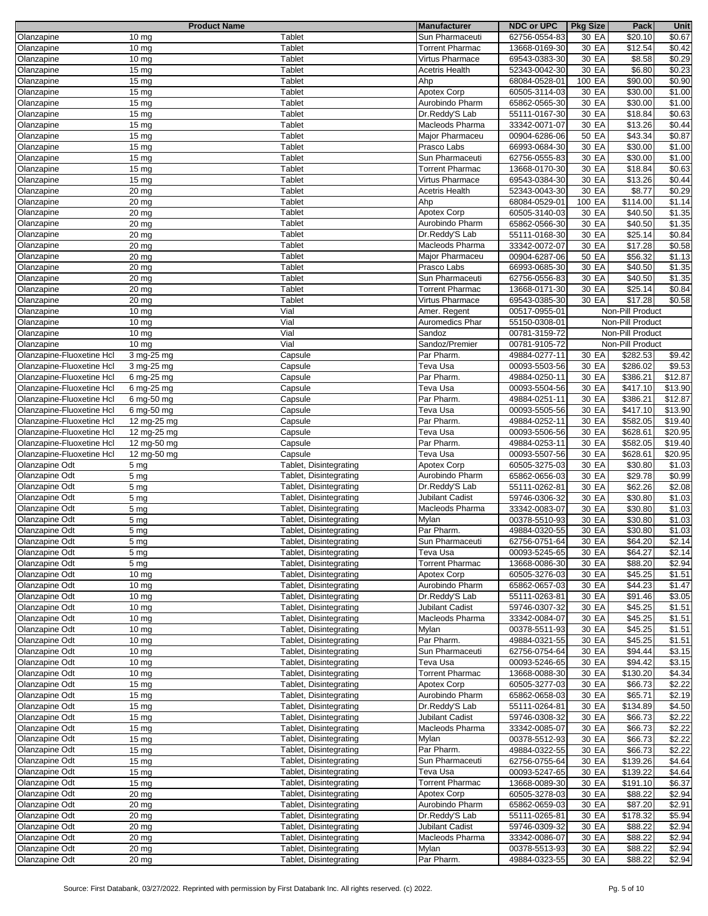| Product Name | | | Manufacturer | NDC or UPC | Pkg Size | Pack | Unit |
|---|---|---|---|---|---|---|---|
| Olanzapine | 10 mg | Tablet | Sun Pharmaceuti | 62756-0554-83 | 30 EA | $20.10 | $0.67 |
| Olanzapine | 10 mg | Tablet | Torrent Pharmac | 13668-0169-30 | 30 EA | $12.54 | $0.42 |
| Olanzapine | 10 mg | Tablet | Virtus Pharmace | 69543-0383-30 | 30 EA | $8.58 | $0.29 |
| Olanzapine | 15 mg | Tablet | Acetris Health | 52343-0042-30 | 30 EA | $6.80 | $0.23 |
| Olanzapine | 15 mg | Tablet | Ahp | 68084-0528-01 | 100 EA | $90.00 | $0.90 |
| Olanzapine | 15 mg | Tablet | Apotex Corp | 60505-3114-03 | 30 EA | $30.00 | $1.00 |
| Olanzapine | 15 mg | Tablet | Aurobindo Pharm | 65862-0565-30 | 30 EA | $30.00 | $1.00 |
| Olanzapine | 15 mg | Tablet | Dr.Reddy'S Lab | 55111-0167-30 | 30 EA | $18.84 | $0.63 |
| Olanzapine | 15 mg | Tablet | Macleods Pharma | 33342-0071-07 | 30 EA | $13.26 | $0.44 |
| Olanzapine | 15 mg | Tablet | Major Pharmaceu | 00904-6286-06 | 50 EA | $43.34 | $0.87 |
| Olanzapine | 15 mg | Tablet | Prasco Labs | 66993-0684-30 | 30 EA | $30.00 | $1.00 |
| Olanzapine | 15 mg | Tablet | Sun Pharmaceuti | 62756-0555-83 | 30 EA | $30.00 | $1.00 |
| Olanzapine | 15 mg | Tablet | Torrent Pharmac | 13668-0170-30 | 30 EA | $18.84 | $0.63 |
| Olanzapine | 15 mg | Tablet | Virtus Pharmace | 69543-0384-30 | 30 EA | $13.26 | $0.44 |
| Olanzapine | 20 mg | Tablet | Acetris Health | 52343-0043-30 | 30 EA | $8.77 | $0.29 |
| Olanzapine | 20 mg | Tablet | Ahp | 68084-0529-01 | 100 EA | $114.00 | $1.14 |
| Olanzapine | 20 mg | Tablet | Apotex Corp | 60505-3140-03 | 30 EA | $40.50 | $1.35 |
| Olanzapine | 20 mg | Tablet | Aurobindo Pharm | 65862-0566-30 | 30 EA | $40.50 | $1.35 |
| Olanzapine | 20 mg | Tablet | Dr.Reddy'S Lab | 55111-0168-30 | 30 EA | $25.14 | $0.84 |
| Olanzapine | 20 mg | Tablet | Macleods Pharma | 33342-0072-07 | 30 EA | $17.28 | $0.58 |
| Olanzapine | 20 mg | Tablet | Major Pharmaceu | 00904-6287-06 | 50 EA | $56.32 | $1.13 |
| Olanzapine | 20 mg | Tablet | Prasco Labs | 66993-0685-30 | 30 EA | $40.50 | $1.35 |
| Olanzapine | 20 mg | Tablet | Sun Pharmaceuti | 62756-0556-83 | 30 EA | $40.50 | $1.35 |
| Olanzapine | 20 mg | Tablet | Torrent Pharmac | 13668-0171-30 | 30 EA | $25.14 | $0.84 |
| Olanzapine | 20 mg | Tablet | Virtus Pharmace | 69543-0385-30 | 30 EA | $17.28 | $0.58 |
| Olanzapine | 10 mg | Vial | Amer. Regent | 00517-0955-01 | | Non-Pill Product | |
| Olanzapine | 10 mg | Vial | Auromedics Phar | 55150-0308-01 | | Non-Pill Product | |
| Olanzapine | 10 mg | Vial | Sandoz | 00781-3159-72 | | Non-Pill Product | |
| Olanzapine | 10 mg | Vial | Sandoz/Premier | 00781-9105-72 | | Non-Pill Product | |
| Olanzapine-Fluoxetine Hcl | 3 mg-25 mg | Capsule | Par Pharm. | 49884-0277-11 | 30 EA | $282.53 | $9.42 |
| Olanzapine-Fluoxetine Hcl | 3 mg-25 mg | Capsule | Teva Usa | 00093-5503-56 | 30 EA | $286.02 | $9.53 |
| Olanzapine-Fluoxetine Hcl | 6 mg-25 mg | Capsule | Par Pharm. | 49884-0250-11 | 30 EA | $386.21 | $12.87 |
| Olanzapine-Fluoxetine Hcl | 6 mg-25 mg | Capsule | Teva Usa | 00093-5504-56 | 30 EA | $417.10 | $13.90 |
| Olanzapine-Fluoxetine Hcl | 6 mg-50 mg | Capsule | Par Pharm. | 49884-0251-11 | 30 EA | $386.21 | $12.87 |
| Olanzapine-Fluoxetine Hcl | 6 mg-50 mg | Capsule | Teva Usa | 00093-5505-56 | 30 EA | $417.10 | $13.90 |
| Olanzapine-Fluoxetine Hcl | 12 mg-25 mg | Capsule | Par Pharm. | 49884-0252-11 | 30 EA | $582.05 | $19.40 |
| Olanzapine-Fluoxetine Hcl | 12 mg-25 mg | Capsule | Teva Usa | 00093-5506-56 | 30 EA | $628.61 | $20.95 |
| Olanzapine-Fluoxetine Hcl | 12 mg-50 mg | Capsule | Par Pharm. | 49884-0253-11 | 30 EA | $582.05 | $19.40 |
| Olanzapine-Fluoxetine Hcl | 12 mg-50 mg | Capsule | Teva Usa | 00093-5507-56 | 30 EA | $628.61 | $20.95 |
| Olanzapine Odt | 5 mg | Tablet, Disintegrating | Apotex Corp | 60505-3275-03 | 30 EA | $30.80 | $1.03 |
| Olanzapine Odt | 5 mg | Tablet, Disintegrating | Aurobindo Pharm | 65862-0656-03 | 30 EA | $29.78 | $0.99 |
| Olanzapine Odt | 5 mg | Tablet, Disintegrating | Dr.Reddy'S Lab | 55111-0262-81 | 30 EA | $62.26 | $2.08 |
| Olanzapine Odt | 5 mg | Tablet, Disintegrating | Jubilant Cadist | 59746-0306-32 | 30 EA | $30.80 | $1.03 |
| Olanzapine Odt | 5 mg | Tablet, Disintegrating | Macleods Pharma | 33342-0083-07 | 30 EA | $30.80 | $1.03 |
| Olanzapine Odt | 5 mg | Tablet, Disintegrating | Mylan | 00378-5510-93 | 30 EA | $30.80 | $1.03 |
| Olanzapine Odt | 5 mg | Tablet, Disintegrating | Par Pharm. | 49884-0320-55 | 30 EA | $30.80 | $1.03 |
| Olanzapine Odt | 5 mg | Tablet, Disintegrating | Sun Pharmaceuti | 62756-0751-64 | 30 EA | $64.20 | $2.14 |
| Olanzapine Odt | 5 mg | Tablet, Disintegrating | Teva Usa | 00093-5245-65 | 30 EA | $64.27 | $2.14 |
| Olanzapine Odt | 5 mg | Tablet, Disintegrating | Torrent Pharmac | 13668-0086-30 | 30 EA | $88.20 | $2.94 |
| Olanzapine Odt | 10 mg | Tablet, Disintegrating | Apotex Corp | 60505-3276-03 | 30 EA | $45.25 | $1.51 |
| Olanzapine Odt | 10 mg | Tablet, Disintegrating | Aurobindo Pharm | 65862-0657-03 | 30 EA | $44.23 | $1.47 |
| Olanzapine Odt | 10 mg | Tablet, Disintegrating | Dr.Reddy'S Lab | 55111-0263-81 | 30 EA | $91.46 | $3.05 |
| Olanzapine Odt | 10 mg | Tablet, Disintegrating | Jubilant Cadist | 59746-0307-32 | 30 EA | $45.25 | $1.51 |
| Olanzapine Odt | 10 mg | Tablet, Disintegrating | Macleods Pharma | 33342-0084-07 | 30 EA | $45.25 | $1.51 |
| Olanzapine Odt | 10 mg | Tablet, Disintegrating | Mylan | 00378-5511-93 | 30 EA | $45.25 | $1.51 |
| Olanzapine Odt | 10 mg | Tablet, Disintegrating | Par Pharm. | 49884-0321-55 | 30 EA | $45.25 | $1.51 |
| Olanzapine Odt | 10 mg | Tablet, Disintegrating | Sun Pharmaceuti | 62756-0754-64 | 30 EA | $94.44 | $3.15 |
| Olanzapine Odt | 10 mg | Tablet, Disintegrating | Teva Usa | 00093-5246-65 | 30 EA | $94.42 | $3.15 |
| Olanzapine Odt | 10 mg | Tablet, Disintegrating | Torrent Pharmac | 13668-0088-30 | 30 EA | $130.20 | $4.34 |
| Olanzapine Odt | 15 mg | Tablet, Disintegrating | Apotex Corp | 60505-3277-03 | 30 EA | $66.73 | $2.22 |
| Olanzapine Odt | 15 mg | Tablet, Disintegrating | Aurobindo Pharm | 65862-0658-03 | 30 EA | $65.71 | $2.19 |
| Olanzapine Odt | 15 mg | Tablet, Disintegrating | Dr.Reddy'S Lab | 55111-0264-81 | 30 EA | $134.89 | $4.50 |
| Olanzapine Odt | 15 mg | Tablet, Disintegrating | Jubilant Cadist | 59746-0308-32 | 30 EA | $66.73 | $2.22 |
| Olanzapine Odt | 15 mg | Tablet, Disintegrating | Macleods Pharma | 33342-0085-07 | 30 EA | $66.73 | $2.22 |
| Olanzapine Odt | 15 mg | Tablet, Disintegrating | Mylan | 00378-5512-93 | 30 EA | $66.73 | $2.22 |
| Olanzapine Odt | 15 mg | Tablet, Disintegrating | Par Pharm. | 49884-0322-55 | 30 EA | $66.73 | $2.22 |
| Olanzapine Odt | 15 mg | Tablet, Disintegrating | Sun Pharmaceuti | 62756-0755-64 | 30 EA | $139.26 | $4.64 |
| Olanzapine Odt | 15 mg | Tablet, Disintegrating | Teva Usa | 00093-5247-65 | 30 EA | $139.22 | $4.64 |
| Olanzapine Odt | 15 mg | Tablet, Disintegrating | Torrent Pharmac | 13668-0089-30 | 30 EA | $191.10 | $6.37 |
| Olanzapine Odt | 20 mg | Tablet, Disintegrating | Apotex Corp | 60505-3278-03 | 30 EA | $88.22 | $2.94 |
| Olanzapine Odt | 20 mg | Tablet, Disintegrating | Aurobindo Pharm | 65862-0659-03 | 30 EA | $87.20 | $2.91 |
| Olanzapine Odt | 20 mg | Tablet, Disintegrating | Dr.Reddy'S Lab | 55111-0265-81 | 30 EA | $178.32 | $5.94 |
| Olanzapine Odt | 20 mg | Tablet, Disintegrating | Jubilant Cadist | 59746-0309-32 | 30 EA | $88.22 | $2.94 |
| Olanzapine Odt | 20 mg | Tablet, Disintegrating | Macleods Pharma | 33342-0086-07 | 30 EA | $88.22 | $2.94 |
| Olanzapine Odt | 20 mg | Tablet, Disintegrating | Mylan | 00378-5513-93 | 30 EA | $88.22 | $2.94 |
| Olanzapine Odt | 20 mg | Tablet, Disintegrating | Par Pharm. | 49884-0323-55 | 30 EA | $88.22 | $2.94 |

Source: First Databank, 03/27/2022. Reprinted with permission by First Databank Inc. All rights reserved. (c) 2022.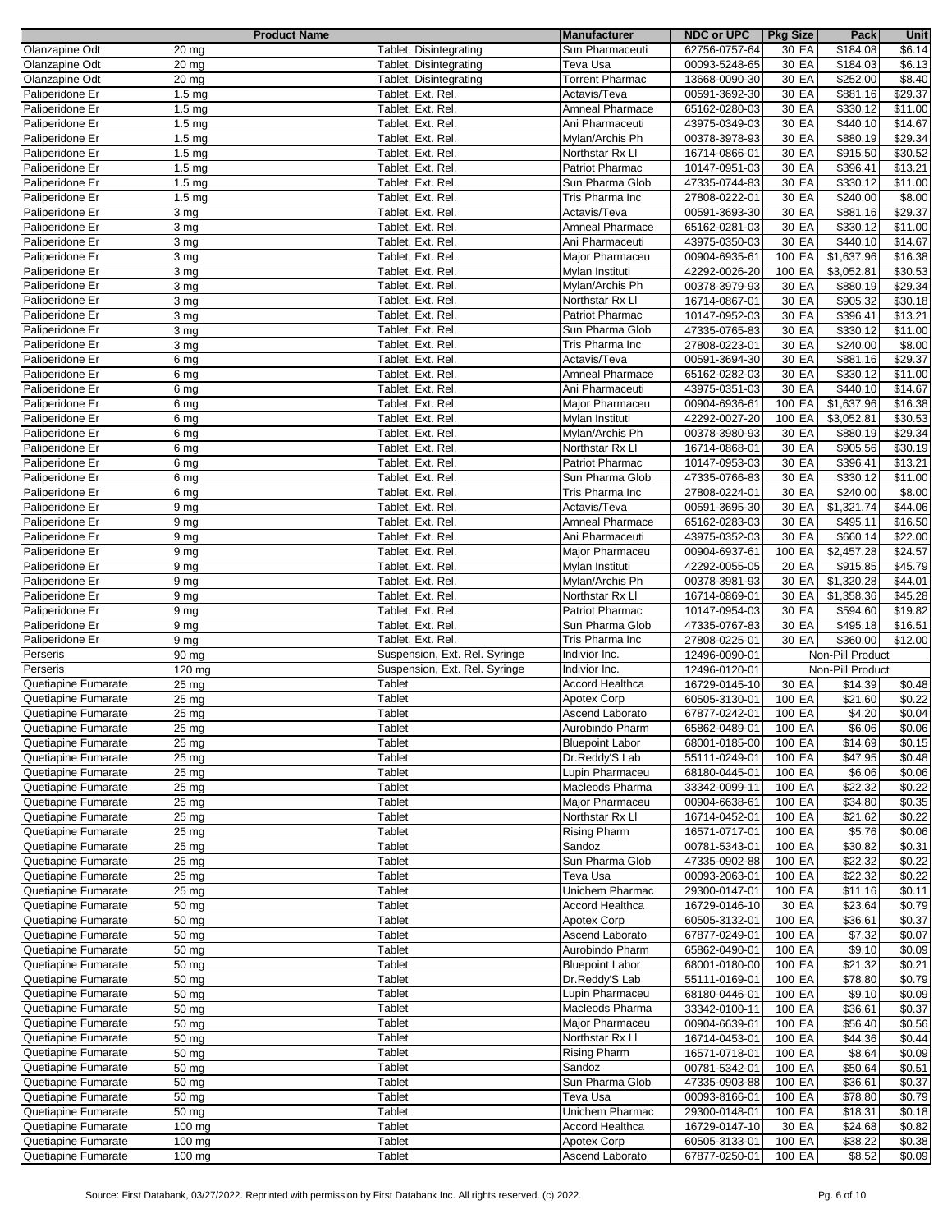| Product Name | | | Manufacturer | NDC or UPC | Pkg Size | Pack | Unit |
|---|---|---|---|---|---|---|---|
| Olanzapine Odt | 20 mg | Tablet, Disintegrating | Sun Pharmaceuti | 62756-0757-64 | 30 EA | $184.08 | $6.14 |
| Olanzapine Odt | 20 mg | Tablet, Disintegrating | Teva Usa | 00093-5248-65 | 30 EA | $184.03 | $6.13 |
| Olanzapine Odt | 20 mg | Tablet, Disintegrating | Torrent Pharmac | 13668-0090-30 | 30 EA | $252.00 | $8.40 |
| Paliperidone Er | 1.5 mg | Tablet, Ext. Rel. | Actavis/Teva | 00591-3692-30 | 30 EA | $881.16 | $29.37 |
| Paliperidone Er | 1.5 mg | Tablet, Ext. Rel. | Amneal Pharmace | 65162-0280-03 | 30 EA | $330.12 | $11.00 |
| Paliperidone Er | 1.5 mg | Tablet, Ext. Rel. | Ani Pharmaceuti | 43975-0349-03 | 30 EA | $440.10 | $14.67 |
| Paliperidone Er | 1.5 mg | Tablet, Ext. Rel. | Mylan/Archis Ph | 00378-3978-93 | 30 EA | $880.19 | $29.34 |
| Paliperidone Er | 1.5 mg | Tablet, Ext. Rel. | Northstar Rx Ll | 16714-0866-01 | 30 EA | $915.50 | $30.52 |
| Paliperidone Er | 1.5 mg | Tablet, Ext. Rel. | Patriot Pharmac | 10147-0951-03 | 30 EA | $396.41 | $13.21 |
| Paliperidone Er | 1.5 mg | Tablet, Ext. Rel. | Sun Pharma Glob | 47335-0744-83 | 30 EA | $330.12 | $11.00 |
| Paliperidone Er | 1.5 mg | Tablet, Ext. Rel. | Tris Pharma Inc | 27808-0222-01 | 30 EA | $240.00 | $8.00 |
| Paliperidone Er | 3 mg | Tablet, Ext. Rel. | Actavis/Teva | 00591-3693-30 | 30 EA | $881.16 | $29.37 |
| Paliperidone Er | 3 mg | Tablet, Ext. Rel. | Amneal Pharmace | 65162-0281-03 | 30 EA | $330.12 | $11.00 |
| Paliperidone Er | 3 mg | Tablet, Ext. Rel. | Ani Pharmaceuti | 43975-0350-03 | 30 EA | $440.10 | $14.67 |
| Paliperidone Er | 3 mg | Tablet, Ext. Rel. | Major Pharmaceu | 00904-6935-61 | 100 EA | $1,637.96 | $16.38 |
| Paliperidone Er | 3 mg | Tablet, Ext. Rel. | Mylan Instituti | 42292-0026-20 | 100 EA | $3,052.81 | $30.53 |
| Paliperidone Er | 3 mg | Tablet, Ext. Rel. | Mylan/Archis Ph | 00378-3979-93 | 30 EA | $880.19 | $29.34 |
| Paliperidone Er | 3 mg | Tablet, Ext. Rel. | Northstar Rx Ll | 16714-0867-01 | 30 EA | $905.32 | $30.18 |
| Paliperidone Er | 3 mg | Tablet, Ext. Rel. | Patriot Pharmac | 10147-0952-03 | 30 EA | $396.41 | $13.21 |
| Paliperidone Er | 3 mg | Tablet, Ext. Rel. | Sun Pharma Glob | 47335-0765-83 | 30 EA | $330.12 | $11.00 |
| Paliperidone Er | 3 mg | Tablet, Ext. Rel. | Tris Pharma Inc | 27808-0223-01 | 30 EA | $240.00 | $8.00 |
| Paliperidone Er | 6 mg | Tablet, Ext. Rel. | Actavis/Teva | 00591-3694-30 | 30 EA | $881.16 | $29.37 |
| Paliperidone Er | 6 mg | Tablet, Ext. Rel. | Amneal Pharmace | 65162-0282-03 | 30 EA | $330.12 | $11.00 |
| Paliperidone Er | 6 mg | Tablet, Ext. Rel. | Ani Pharmaceuti | 43975-0351-03 | 30 EA | $440.10 | $14.67 |
| Paliperidone Er | 6 mg | Tablet, Ext. Rel. | Major Pharmaceu | 00904-6936-61 | 100 EA | $1,637.96 | $16.38 |
| Paliperidone Er | 6 mg | Tablet, Ext. Rel. | Mylan Instituti | 42292-0027-20 | 100 EA | $3,052.81 | $30.53 |
| Paliperidone Er | 6 mg | Tablet, Ext. Rel. | Mylan/Archis Ph | 00378-3980-93 | 30 EA | $880.19 | $29.34 |
| Paliperidone Er | 6 mg | Tablet, Ext. Rel. | Northstar Rx Ll | 16714-0868-01 | 30 EA | $905.56 | $30.19 |
| Paliperidone Er | 6 mg | Tablet, Ext. Rel. | Patriot Pharmac | 10147-0953-03 | 30 EA | $396.41 | $13.21 |
| Paliperidone Er | 6 mg | Tablet, Ext. Rel. | Sun Pharma Glob | 47335-0766-83 | 30 EA | $330.12 | $11.00 |
| Paliperidone Er | 6 mg | Tablet, Ext. Rel. | Tris Pharma Inc | 27808-0224-01 | 30 EA | $240.00 | $8.00 |
| Paliperidone Er | 9 mg | Tablet, Ext. Rel. | Actavis/Teva | 00591-3695-30 | 30 EA | $1,321.74 | $44.06 |
| Paliperidone Er | 9 mg | Tablet, Ext. Rel. | Amneal Pharmace | 65162-0283-03 | 30 EA | $495.11 | $16.50 |
| Paliperidone Er | 9 mg | Tablet, Ext. Rel. | Ani Pharmaceuti | 43975-0352-03 | 30 EA | $660.14 | $22.00 |
| Paliperidone Er | 9 mg | Tablet, Ext. Rel. | Major Pharmaceu | 00904-6937-61 | 100 EA | $2,457.28 | $24.57 |
| Paliperidone Er | 9 mg | Tablet, Ext. Rel. | Mylan Instituti | 42292-0055-05 | 20 EA | $915.85 | $45.79 |
| Paliperidone Er | 9 mg | Tablet, Ext. Rel. | Mylan/Archis Ph | 00378-3981-93 | 30 EA | $1,320.28 | $44.01 |
| Paliperidone Er | 9 mg | Tablet, Ext. Rel. | Northstar Rx Ll | 16714-0869-01 | 30 EA | $1,358.36 | $45.28 |
| Paliperidone Er | 9 mg | Tablet, Ext. Rel. | Patriot Pharmac | 10147-0954-03 | 30 EA | $594.60 | $19.82 |
| Paliperidone Er | 9 mg | Tablet, Ext. Rel. | Sun Pharma Glob | 47335-0767-83 | 30 EA | $495.18 | $16.51 |
| Paliperidone Er | 9 mg | Tablet, Ext. Rel. | Tris Pharma Inc | 27808-0225-01 | 30 EA | $360.00 | $12.00 |
| Perseris | 90 mg | Suspension, Ext. Rel. Syringe | Indivior Inc. | 12496-0090-01 | | Non-Pill Product | |
| Perseris | 120 mg | Suspension, Ext. Rel. Syringe | Indivior Inc. | 12496-0120-01 | | Non-Pill Product | |
| Quetiapine Fumarate | 25 mg | Tablet | Accord Healthca | 16729-0145-10 | 30 EA | $14.39 | $0.48 |
| Quetiapine Fumarate | 25 mg | Tablet | Apotex Corp | 60505-3130-01 | 100 EA | $21.60 | $0.22 |
| Quetiapine Fumarate | 25 mg | Tablet | Ascend Laborato | 67877-0242-01 | 100 EA | $4.20 | $0.04 |
| Quetiapine Fumarate | 25 mg | Tablet | Aurobindo Pharm | 65862-0489-01 | 100 EA | $6.06 | $0.06 |
| Quetiapine Fumarate | 25 mg | Tablet | Bluepoint Labor | 68001-0185-00 | 100 EA | $14.69 | $0.15 |
| Quetiapine Fumarate | 25 mg | Tablet | Dr.Reddy'S Lab | 55111-0249-01 | 100 EA | $47.95 | $0.48 |
| Quetiapine Fumarate | 25 mg | Tablet | Lupin Pharmaceu | 68180-0445-01 | 100 EA | $6.06 | $0.06 |
| Quetiapine Fumarate | 25 mg | Tablet | Macleods Pharma | 33342-0099-11 | 100 EA | $22.32 | $0.22 |
| Quetiapine Fumarate | 25 mg | Tablet | Major Pharmaceu | 00904-6638-61 | 100 EA | $34.80 | $0.35 |
| Quetiapine Fumarate | 25 mg | Tablet | Northstar Rx Ll | 16714-0452-01 | 100 EA | $21.62 | $0.22 |
| Quetiapine Fumarate | 25 mg | Tablet | Rising Pharm | 16571-0717-01 | 100 EA | $5.76 | $0.06 |
| Quetiapine Fumarate | 25 mg | Tablet | Sandoz | 00781-5343-01 | 100 EA | $30.82 | $0.31 |
| Quetiapine Fumarate | 25 mg | Tablet | Sun Pharma Glob | 47335-0902-88 | 100 EA | $22.32 | $0.22 |
| Quetiapine Fumarate | 25 mg | Tablet | Teva Usa | 00093-2063-01 | 100 EA | $22.32 | $0.22 |
| Quetiapine Fumarate | 25 mg | Tablet | Unichem Pharmac | 29300-0147-01 | 100 EA | $11.16 | $0.11 |
| Quetiapine Fumarate | 50 mg | Tablet | Accord Healthca | 16729-0146-10 | 30 EA | $23.64 | $0.79 |
| Quetiapine Fumarate | 50 mg | Tablet | Apotex Corp | 60505-3132-01 | 100 EA | $36.61 | $0.37 |
| Quetiapine Fumarate | 50 mg | Tablet | Ascend Laborato | 67877-0249-01 | 100 EA | $7.32 | $0.07 |
| Quetiapine Fumarate | 50 mg | Tablet | Aurobindo Pharm | 65862-0490-01 | 100 EA | $9.10 | $0.09 |
| Quetiapine Fumarate | 50 mg | Tablet | Bluepoint Labor | 68001-0180-00 | 100 EA | $21.32 | $0.21 |
| Quetiapine Fumarate | 50 mg | Tablet | Dr.Reddy'S Lab | 55111-0169-01 | 100 EA | $78.80 | $0.79 |
| Quetiapine Fumarate | 50 mg | Tablet | Lupin Pharmaceu | 68180-0446-01 | 100 EA | $9.10 | $0.09 |
| Quetiapine Fumarate | 50 mg | Tablet | Macleods Pharma | 33342-0100-11 | 100 EA | $36.61 | $0.37 |
| Quetiapine Fumarate | 50 mg | Tablet | Major Pharmaceu | 00904-6639-61 | 100 EA | $56.40 | $0.56 |
| Quetiapine Fumarate | 50 mg | Tablet | Northstar Rx Ll | 16714-0453-01 | 100 EA | $44.36 | $0.44 |
| Quetiapine Fumarate | 50 mg | Tablet | Rising Pharm | 16571-0718-01 | 100 EA | $8.64 | $0.09 |
| Quetiapine Fumarate | 50 mg | Tablet | Sandoz | 00781-5342-01 | 100 EA | $50.64 | $0.51 |
| Quetiapine Fumarate | 50 mg | Tablet | Sun Pharma Glob | 47335-0903-88 | 100 EA | $36.61 | $0.37 |
| Quetiapine Fumarate | 50 mg | Tablet | Teva Usa | 00093-8166-01 | 100 EA | $78.80 | $0.79 |
| Quetiapine Fumarate | 50 mg | Tablet | Unichem Pharmac | 29300-0148-01 | 100 EA | $18.31 | $0.18 |
| Quetiapine Fumarate | 100 mg | Tablet | Accord Healthca | 16729-0147-10 | 30 EA | $24.68 | $0.82 |
| Quetiapine Fumarate | 100 mg | Tablet | Apotex Corp | 60505-3133-01 | 100 EA | $38.22 | $0.38 |
| Quetiapine Fumarate | 100 mg | Tablet | Ascend Laborato | 67877-0250-01 | 100 EA | $8.52 | $0.09 |

Source: First Databank, 03/27/2022. Reprinted with permission by First Databank Inc. All rights reserved. (c) 2022.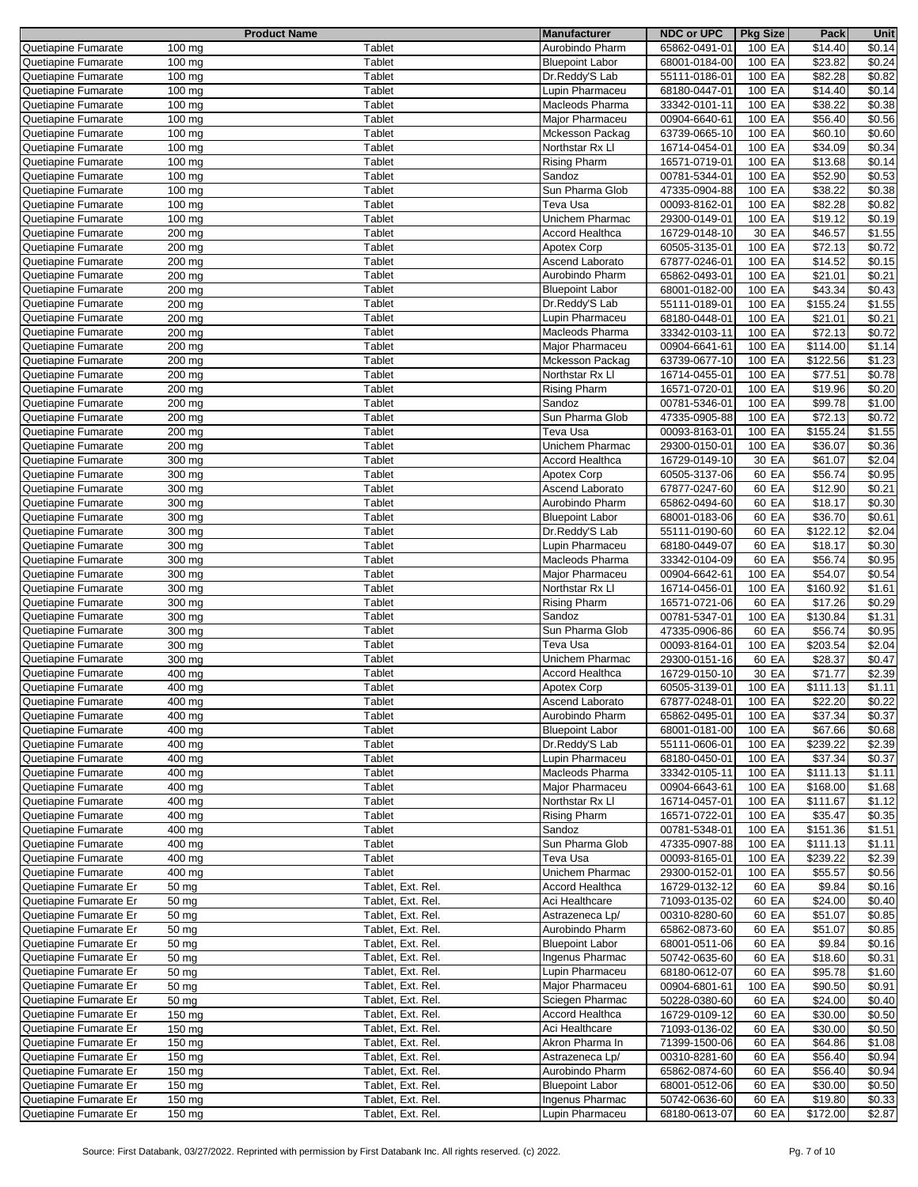| Product Name | | | Manufacturer | NDC or UPC | Pkg Size | Pack | Unit |
|---|---|---|---|---|---|---|---|
| Quetiapine Fumarate | 100 mg | Tablet | Aurobindo Pharm | 65862-0491-01 | 100 EA | $14.40 | $0.14 |
| Quetiapine Fumarate | 100 mg | Tablet | Bluepoint Labor | 68001-0184-00 | 100 EA | $23.82 | $0.24 |
| Quetiapine Fumarate | 100 mg | Tablet | Dr.Reddy'S Lab | 55111-0186-01 | 100 EA | $82.28 | $0.82 |
| Quetiapine Fumarate | 100 mg | Tablet | Lupin Pharmaceu | 68180-0447-01 | 100 EA | $14.40 | $0.14 |
| Quetiapine Fumarate | 100 mg | Tablet | Macleods Pharma | 33342-0101-11 | 100 EA | $38.22 | $0.38 |
| Quetiapine Fumarate | 100 mg | Tablet | Major Pharmaceu | 00904-6640-61 | 100 EA | $56.40 | $0.56 |
| Quetiapine Fumarate | 100 mg | Tablet | Mckesson Packag | 63739-0665-10 | 100 EA | $60.10 | $0.60 |
| Quetiapine Fumarate | 100 mg | Tablet | Northstar Rx Ll | 16714-0454-01 | 100 EA | $34.09 | $0.34 |
| Quetiapine Fumarate | 100 mg | Tablet | Rising Pharm | 16571-0719-01 | 100 EA | $13.68 | $0.14 |
| Quetiapine Fumarate | 100 mg | Tablet | Sandoz | 00781-5344-01 | 100 EA | $52.90 | $0.53 |
| Quetiapine Fumarate | 100 mg | Tablet | Sun Pharma Glob | 47335-0904-88 | 100 EA | $38.22 | $0.38 |
| Quetiapine Fumarate | 100 mg | Tablet | Teva Usa | 00093-8162-01 | 100 EA | $82.28 | $0.82 |
| Quetiapine Fumarate | 100 mg | Tablet | Unichem Pharmac | 29300-0149-01 | 100 EA | $19.12 | $0.19 |
| Quetiapine Fumarate | 200 mg | Tablet | Accord Healthca | 16729-0148-10 | 30 EA | $46.57 | $1.55 |
| Quetiapine Fumarate | 200 mg | Tablet | Apotex Corp | 60505-3135-01 | 100 EA | $72.13 | $0.72 |
| Quetiapine Fumarate | 200 mg | Tablet | Ascend Laborato | 67877-0246-01 | 100 EA | $14.52 | $0.15 |
| Quetiapine Fumarate | 200 mg | Tablet | Aurobindo Pharm | 65862-0493-01 | 100 EA | $21.01 | $0.21 |
| Quetiapine Fumarate | 200 mg | Tablet | Bluepoint Labor | 68001-0182-00 | 100 EA | $43.34 | $0.43 |
| Quetiapine Fumarate | 200 mg | Tablet | Dr.Reddy'S Lab | 55111-0189-01 | 100 EA | $155.24 | $1.55 |
| Quetiapine Fumarate | 200 mg | Tablet | Lupin Pharmaceu | 68180-0448-01 | 100 EA | $21.01 | $0.21 |
| Quetiapine Fumarate | 200 mg | Tablet | Macleods Pharma | 33342-0103-11 | 100 EA | $72.13 | $0.72 |
| Quetiapine Fumarate | 200 mg | Tablet | Major Pharmaceu | 00904-6641-61 | 100 EA | $114.00 | $1.14 |
| Quetiapine Fumarate | 200 mg | Tablet | Mckesson Packag | 63739-0677-10 | 100 EA | $122.56 | $1.23 |
| Quetiapine Fumarate | 200 mg | Tablet | Northstar Rx Ll | 16714-0455-01 | 100 EA | $77.51 | $0.78 |
| Quetiapine Fumarate | 200 mg | Tablet | Rising Pharm | 16571-0720-01 | 100 EA | $19.96 | $0.20 |
| Quetiapine Fumarate | 200 mg | Tablet | Sandoz | 00781-5346-01 | 100 EA | $99.78 | $1.00 |
| Quetiapine Fumarate | 200 mg | Tablet | Sun Pharma Glob | 47335-0905-88 | 100 EA | $72.13 | $0.72 |
| Quetiapine Fumarate | 200 mg | Tablet | Teva Usa | 00093-8163-01 | 100 EA | $155.24 | $1.55 |
| Quetiapine Fumarate | 200 mg | Tablet | Unichem Pharmac | 29300-0150-01 | 100 EA | $36.07 | $0.36 |
| Quetiapine Fumarate | 300 mg | Tablet | Accord Healthca | 16729-0149-10 | 30 EA | $61.07 | $2.04 |
| Quetiapine Fumarate | 300 mg | Tablet | Apotex Corp | 60505-3137-06 | 60 EA | $56.74 | $0.95 |
| Quetiapine Fumarate | 300 mg | Tablet | Ascend Laborato | 67877-0247-60 | 60 EA | $12.90 | $0.21 |
| Quetiapine Fumarate | 300 mg | Tablet | Aurobindo Pharm | 65862-0494-60 | 60 EA | $18.17 | $0.30 |
| Quetiapine Fumarate | 300 mg | Tablet | Bluepoint Labor | 68001-0183-06 | 60 EA | $36.70 | $0.61 |
| Quetiapine Fumarate | 300 mg | Tablet | Dr.Reddy'S Lab | 55111-0190-60 | 60 EA | $122.12 | $2.04 |
| Quetiapine Fumarate | 300 mg | Tablet | Lupin Pharmaceu | 68180-0449-07 | 60 EA | $18.17 | $0.30 |
| Quetiapine Fumarate | 300 mg | Tablet | Macleods Pharma | 33342-0104-09 | 60 EA | $56.74 | $0.95 |
| Quetiapine Fumarate | 300 mg | Tablet | Major Pharmaceu | 00904-6642-61 | 100 EA | $54.07 | $0.54 |
| Quetiapine Fumarate | 300 mg | Tablet | Northstar Rx Ll | 16714-0456-01 | 100 EA | $160.92 | $1.61 |
| Quetiapine Fumarate | 300 mg | Tablet | Rising Pharm | 16571-0721-06 | 60 EA | $17.26 | $0.29 |
| Quetiapine Fumarate | 300 mg | Tablet | Sandoz | 00781-5347-01 | 100 EA | $130.84 | $1.31 |
| Quetiapine Fumarate | 300 mg | Tablet | Sun Pharma Glob | 47335-0906-86 | 60 EA | $56.74 | $0.95 |
| Quetiapine Fumarate | 300 mg | Tablet | Teva Usa | 00093-8164-01 | 100 EA | $203.54 | $2.04 |
| Quetiapine Fumarate | 300 mg | Tablet | Unichem Pharmac | 29300-0151-16 | 60 EA | $28.37 | $0.47 |
| Quetiapine Fumarate | 400 mg | Tablet | Accord Healthca | 16729-0150-10 | 30 EA | $71.77 | $2.39 |
| Quetiapine Fumarate | 400 mg | Tablet | Apotex Corp | 60505-3139-01 | 100 EA | $111.13 | $1.11 |
| Quetiapine Fumarate | 400 mg | Tablet | Ascend Laborato | 67877-0248-01 | 100 EA | $22.20 | $0.22 |
| Quetiapine Fumarate | 400 mg | Tablet | Aurobindo Pharm | 65862-0495-01 | 100 EA | $37.34 | $0.37 |
| Quetiapine Fumarate | 400 mg | Tablet | Bluepoint Labor | 68001-0181-00 | 100 EA | $67.66 | $0.68 |
| Quetiapine Fumarate | 400 mg | Tablet | Dr.Reddy'S Lab | 55111-0606-01 | 100 EA | $239.22 | $2.39 |
| Quetiapine Fumarate | 400 mg | Tablet | Lupin Pharmaceu | 68180-0450-01 | 100 EA | $37.34 | $0.37 |
| Quetiapine Fumarate | 400 mg | Tablet | Macleods Pharma | 33342-0105-11 | 100 EA | $111.13 | $1.11 |
| Quetiapine Fumarate | 400 mg | Tablet | Major Pharmaceu | 00904-6643-61 | 100 EA | $168.00 | $1.68 |
| Quetiapine Fumarate | 400 mg | Tablet | Northstar Rx Ll | 16714-0457-01 | 100 EA | $111.67 | $1.12 |
| Quetiapine Fumarate | 400 mg | Tablet | Rising Pharm | 16571-0722-01 | 100 EA | $35.47 | $0.35 |
| Quetiapine Fumarate | 400 mg | Tablet | Sandoz | 00781-5348-01 | 100 EA | $151.36 | $1.51 |
| Quetiapine Fumarate | 400 mg | Tablet | Sun Pharma Glob | 47335-0907-88 | 100 EA | $111.13 | $1.11 |
| Quetiapine Fumarate | 400 mg | Tablet | Teva Usa | 00093-8165-01 | 100 EA | $239.22 | $2.39 |
| Quetiapine Fumarate | 400 mg | Tablet | Unichem Pharmac | 29300-0152-01 | 100 EA | $55.57 | $0.56 |
| Quetiapine Fumarate Er | 50 mg | Tablet, Ext. Rel. | Accord Healthca | 16729-0132-12 | 60 EA | $9.84 | $0.16 |
| Quetiapine Fumarate Er | 50 mg | Tablet, Ext. Rel. | Aci Healthcare | 71093-0135-02 | 60 EA | $24.00 | $0.40 |
| Quetiapine Fumarate Er | 50 mg | Tablet, Ext. Rel. | Astrazeneca Lp/ | 00310-8280-60 | 60 EA | $51.07 | $0.85 |
| Quetiapine Fumarate Er | 50 mg | Tablet, Ext. Rel. | Aurobindo Pharm | 65862-0873-60 | 60 EA | $51.07 | $0.85 |
| Quetiapine Fumarate Er | 50 mg | Tablet, Ext. Rel. | Bluepoint Labor | 68001-0511-06 | 60 EA | $9.84 | $0.16 |
| Quetiapine Fumarate Er | 50 mg | Tablet, Ext. Rel. | Ingenus Pharmac | 50742-0635-60 | 60 EA | $18.60 | $0.31 |
| Quetiapine Fumarate Er | 50 mg | Tablet, Ext. Rel. | Lupin Pharmaceu | 68180-0612-07 | 60 EA | $95.78 | $1.60 |
| Quetiapine Fumarate Er | 50 mg | Tablet, Ext. Rel. | Major Pharmaceu | 00904-6801-61 | 100 EA | $90.50 | $0.91 |
| Quetiapine Fumarate Er | 50 mg | Tablet, Ext. Rel. | Sciegen Pharmac | 50228-0380-60 | 60 EA | $24.00 | $0.40 |
| Quetiapine Fumarate Er | 150 mg | Tablet, Ext. Rel. | Accord Healthca | 16729-0109-12 | 60 EA | $30.00 | $0.50 |
| Quetiapine Fumarate Er | 150 mg | Tablet, Ext. Rel. | Aci Healthcare | 71093-0136-02 | 60 EA | $30.00 | $0.50 |
| Quetiapine Fumarate Er | 150 mg | Tablet, Ext. Rel. | Akron Pharma In | 71399-1500-06 | 60 EA | $64.86 | $1.08 |
| Quetiapine Fumarate Er | 150 mg | Tablet, Ext. Rel. | Astrazeneca Lp/ | 00310-8281-60 | 60 EA | $56.40 | $0.94 |
| Quetiapine Fumarate Er | 150 mg | Tablet, Ext. Rel. | Aurobindo Pharm | 65862-0874-60 | 60 EA | $56.40 | $0.94 |
| Quetiapine Fumarate Er | 150 mg | Tablet, Ext. Rel. | Bluepoint Labor | 68001-0512-06 | 60 EA | $30.00 | $0.50 |
| Quetiapine Fumarate Er | 150 mg | Tablet, Ext. Rel. | Ingenus Pharmac | 50742-0636-60 | 60 EA | $19.80 | $0.33 |
| Quetiapine Fumarate Er | 150 mg | Tablet, Ext. Rel. | Lupin Pharmaceu | 68180-0613-07 | 60 EA | $172.00 | $2.87 |

Source: First Databank, 03/27/2022. Reprinted with permission by First Databank Inc. All rights reserved. (c) 2022.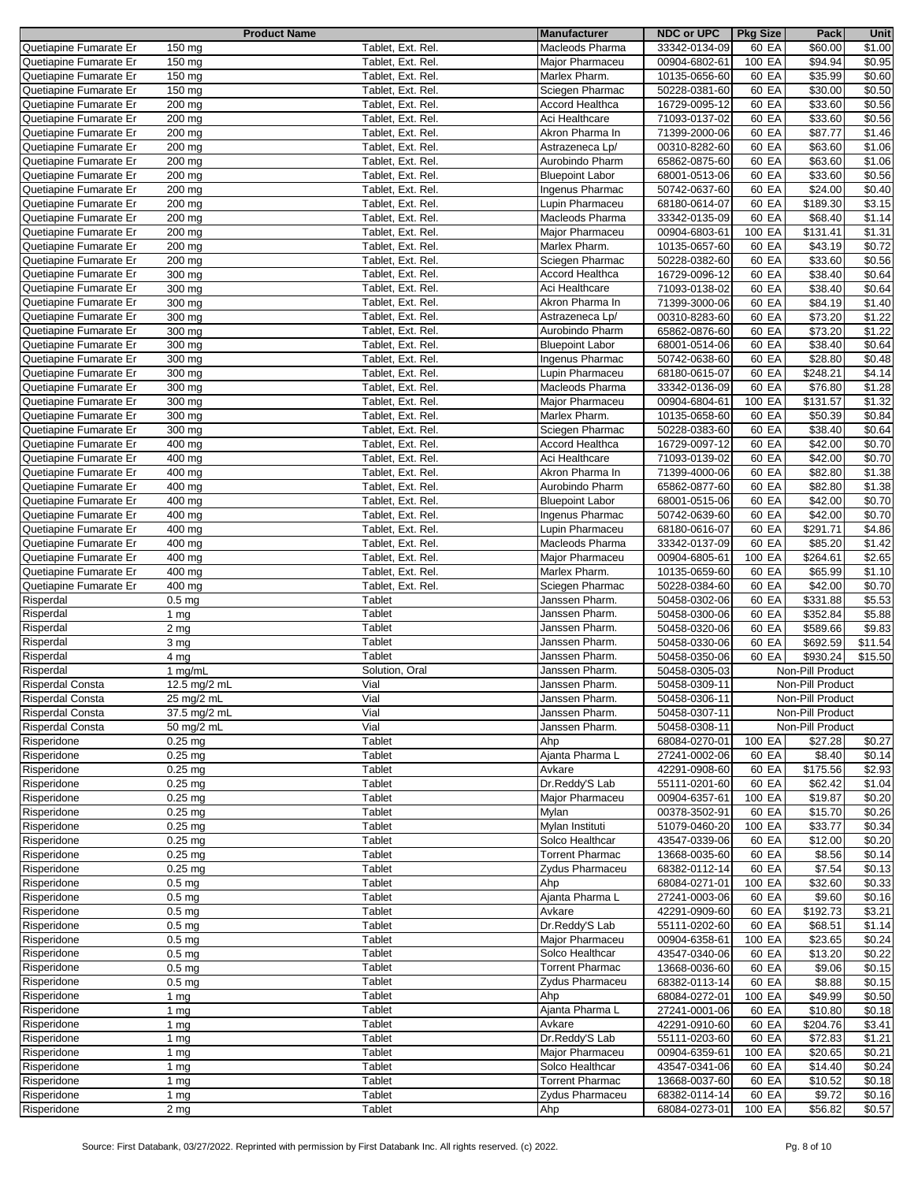| Product Name | | | Manufacturer | NDC or UPC | Pkg Size | Pack | Unit |
|---|---|---|---|---|---|---|---|
| Quetiapine Fumarate Er | 150 mg | Tablet, Ext. Rel. | Macleods Pharma | 33342-0134-09 | 60 EA | $60.00 | $1.00 |
| Quetiapine Fumarate Er | 150 mg | Tablet, Ext. Rel. | Major Pharmaceu | 00904-6802-61 | 100 EA | $94.94 | $0.95 |
| Quetiapine Fumarate Er | 150 mg | Tablet, Ext. Rel. | Marlex Pharm. | 10135-0656-60 | 60 EA | $35.99 | $0.60 |
| Quetiapine Fumarate Er | 150 mg | Tablet, Ext. Rel. | Sciegen Pharmac | 50228-0381-60 | 60 EA | $30.00 | $0.50 |
| Quetiapine Fumarate Er | 200 mg | Tablet, Ext. Rel. | Accord Healthca | 16729-0095-12 | 60 EA | $33.60 | $0.56 |
| Quetiapine Fumarate Er | 200 mg | Tablet, Ext. Rel. | Aci Healthcare | 71093-0137-02 | 60 EA | $33.60 | $0.56 |
| Quetiapine Fumarate Er | 200 mg | Tablet, Ext. Rel. | Akron Pharma In | 71399-2000-06 | 60 EA | $87.77 | $1.46 |
| Quetiapine Fumarate Er | 200 mg | Tablet, Ext. Rel. | Astrazeneca Lp/ | 00310-8282-60 | 60 EA | $63.60 | $1.06 |
| Quetiapine Fumarate Er | 200 mg | Tablet, Ext. Rel. | Aurobindo Pharm | 65862-0875-60 | 60 EA | $63.60 | $1.06 |
| Quetiapine Fumarate Er | 200 mg | Tablet, Ext. Rel. | Bluepoint Labor | 68001-0513-06 | 60 EA | $33.60 | $0.56 |
| Quetiapine Fumarate Er | 200 mg | Tablet, Ext. Rel. | Ingenus Pharmac | 50742-0637-60 | 60 EA | $24.00 | $0.40 |
| Quetiapine Fumarate Er | 200 mg | Tablet, Ext. Rel. | Lupin Pharmaceu | 68180-0614-07 | 60 EA | $189.30 | $3.15 |
| Quetiapine Fumarate Er | 200 mg | Tablet, Ext. Rel. | Macleods Pharma | 33342-0135-09 | 60 EA | $68.40 | $1.14 |
| Quetiapine Fumarate Er | 200 mg | Tablet, Ext. Rel. | Major Pharmaceu | 00904-6803-61 | 100 EA | $131.41 | $1.31 |
| Quetiapine Fumarate Er | 200 mg | Tablet, Ext. Rel. | Marlex Pharm. | 10135-0657-60 | 60 EA | $43.19 | $0.72 |
| Quetiapine Fumarate Er | 200 mg | Tablet, Ext. Rel. | Sciegen Pharmac | 50228-0382-60 | 60 EA | $33.60 | $0.56 |
| Quetiapine Fumarate Er | 300 mg | Tablet, Ext. Rel. | Accord Healthca | 16729-0096-12 | 60 EA | $38.40 | $0.64 |
| Quetiapine Fumarate Er | 300 mg | Tablet, Ext. Rel. | Aci Healthcare | 71093-0138-02 | 60 EA | $38.40 | $0.64 |
| Quetiapine Fumarate Er | 300 mg | Tablet, Ext. Rel. | Akron Pharma In | 71399-3000-06 | 60 EA | $84.19 | $1.40 |
| Quetiapine Fumarate Er | 300 mg | Tablet, Ext. Rel. | Astrazeneca Lp/ | 00310-8283-60 | 60 EA | $73.20 | $1.22 |
| Quetiapine Fumarate Er | 300 mg | Tablet, Ext. Rel. | Aurobindo Pharm | 65862-0876-60 | 60 EA | $73.20 | $1.22 |
| Quetiapine Fumarate Er | 300 mg | Tablet, Ext. Rel. | Bluepoint Labor | 68001-0514-06 | 60 EA | $38.40 | $0.64 |
| Quetiapine Fumarate Er | 300 mg | Tablet, Ext. Rel. | Ingenus Pharmac | 50742-0638-60 | 60 EA | $28.80 | $0.48 |
| Quetiapine Fumarate Er | 300 mg | Tablet, Ext. Rel. | Lupin Pharmaceu | 68180-0615-07 | 60 EA | $248.21 | $4.14 |
| Quetiapine Fumarate Er | 300 mg | Tablet, Ext. Rel. | Macleods Pharma | 33342-0136-09 | 60 EA | $76.80 | $1.28 |
| Quetiapine Fumarate Er | 300 mg | Tablet, Ext. Rel. | Major Pharmaceu | 00904-6804-61 | 100 EA | $131.57 | $1.32 |
| Quetiapine Fumarate Er | 300 mg | Tablet, Ext. Rel. | Marlex Pharm. | 10135-0658-60 | 60 EA | $50.39 | $0.84 |
| Quetiapine Fumarate Er | 300 mg | Tablet, Ext. Rel. | Sciegen Pharmac | 50228-0383-60 | 60 EA | $38.40 | $0.64 |
| Quetiapine Fumarate Er | 400 mg | Tablet, Ext. Rel. | Accord Healthca | 16729-0097-12 | 60 EA | $42.00 | $0.70 |
| Quetiapine Fumarate Er | 400 mg | Tablet, Ext. Rel. | Aci Healthcare | 71093-0139-02 | 60 EA | $42.00 | $0.70 |
| Quetiapine Fumarate Er | 400 mg | Tablet, Ext. Rel. | Akron Pharma In | 71399-4000-06 | 60 EA | $82.80 | $1.38 |
| Quetiapine Fumarate Er | 400 mg | Tablet, Ext. Rel. | Aurobindo Pharm | 65862-0877-60 | 60 EA | $82.80 | $1.38 |
| Quetiapine Fumarate Er | 400 mg | Tablet, Ext. Rel. | Bluepoint Labor | 68001-0515-06 | 60 EA | $42.00 | $0.70 |
| Quetiapine Fumarate Er | 400 mg | Tablet, Ext. Rel. | Ingenus Pharmac | 50742-0639-60 | 60 EA | $42.00 | $0.70 |
| Quetiapine Fumarate Er | 400 mg | Tablet, Ext. Rel. | Lupin Pharmaceu | 68180-0616-07 | 60 EA | $291.71 | $4.86 |
| Quetiapine Fumarate Er | 400 mg | Tablet, Ext. Rel. | Macleods Pharma | 33342-0137-09 | 60 EA | $85.20 | $1.42 |
| Quetiapine Fumarate Er | 400 mg | Tablet, Ext. Rel. | Major Pharmaceu | 00904-6805-61 | 100 EA | $264.61 | $2.65 |
| Quetiapine Fumarate Er | 400 mg | Tablet, Ext. Rel. | Marlex Pharm. | 10135-0659-60 | 60 EA | $65.99 | $1.10 |
| Quetiapine Fumarate Er | 400 mg | Tablet, Ext. Rel. | Sciegen Pharmac | 50228-0384-60 | 60 EA | $42.00 | $0.70 |
| Risperdal | 0.5 mg | Tablet | Janssen Pharm. | 50458-0302-06 | 60 EA | $331.88 | $5.53 |
| Risperdal | 1 mg | Tablet | Janssen Pharm. | 50458-0300-06 | 60 EA | $352.84 | $5.88 |
| Risperdal | 2 mg | Tablet | Janssen Pharm. | 50458-0320-06 | 60 EA | $589.66 | $9.83 |
| Risperdal | 3 mg | Tablet | Janssen Pharm. | 50458-0330-06 | 60 EA | $692.59 | $11.54 |
| Risperdal | 4 mg | Tablet | Janssen Pharm. | 50458-0350-06 | 60 EA | $930.24 | $15.50 |
| Risperdal | 1 mg/mL | Solution, Oral | Janssen Pharm. | 50458-0305-03 | | Non-Pill Product | |
| Risperdal Consta | 12.5 mg/2 mL | Vial | Janssen Pharm. | 50458-0309-11 | | Non-Pill Product | |
| Risperdal Consta | 25 mg/2 mL | Vial | Janssen Pharm. | 50458-0306-11 | | Non-Pill Product | |
| Risperdal Consta | 37.5 mg/2 mL | Vial | Janssen Pharm. | 50458-0307-11 | | Non-Pill Product | |
| Risperdal Consta | 50 mg/2 mL | Vial | Janssen Pharm. | 50458-0308-11 | | Non-Pill Product | |
| Risperidone | 0.25 mg | Tablet | Ahp | 68084-0270-01 | 100 EA | $27.28 | $0.27 |
| Risperidone | 0.25 mg | Tablet | Ajanta Pharma L | 27241-0002-06 | 60 EA | $8.40 | $0.14 |
| Risperidone | 0.25 mg | Tablet | Avkare | 42291-0908-60 | 60 EA | $175.56 | $2.93 |
| Risperidone | 0.25 mg | Tablet | Dr.Reddy'S Lab | 55111-0201-60 | 60 EA | $62.42 | $1.04 |
| Risperidone | 0.25 mg | Tablet | Major Pharmaceu | 00904-6357-61 | 100 EA | $19.87 | $0.20 |
| Risperidone | 0.25 mg | Tablet | Mylan | 00378-3502-91 | 60 EA | $15.70 | $0.26 |
| Risperidone | 0.25 mg | Tablet | Mylan Instituti | 51079-0460-20 | 100 EA | $33.77 | $0.34 |
| Risperidone | 0.25 mg | Tablet | Solco Healthcar | 43547-0339-06 | 60 EA | $12.00 | $0.20 |
| Risperidone | 0.25 mg | Tablet | Torrent Pharmac | 13668-0035-60 | 60 EA | $8.56 | $0.14 |
| Risperidone | 0.25 mg | Tablet | Zydus Pharmaceu | 68382-0112-14 | 60 EA | $7.54 | $0.13 |
| Risperidone | 0.5 mg | Tablet | Ahp | 68084-0271-01 | 100 EA | $32.60 | $0.33 |
| Risperidone | 0.5 mg | Tablet | Ajanta Pharma L | 27241-0003-06 | 60 EA | $9.60 | $0.16 |
| Risperidone | 0.5 mg | Tablet | Avkare | 42291-0909-60 | 60 EA | $192.73 | $3.21 |
| Risperidone | 0.5 mg | Tablet | Dr.Reddy'S Lab | 55111-0202-60 | 60 EA | $68.51 | $1.14 |
| Risperidone | 0.5 mg | Tablet | Major Pharmaceu | 00904-6358-61 | 100 EA | $23.65 | $0.24 |
| Risperidone | 0.5 mg | Tablet | Solco Healthcar | 43547-0340-06 | 60 EA | $13.20 | $0.22 |
| Risperidone | 0.5 mg | Tablet | Torrent Pharmac | 13668-0036-60 | 60 EA | $9.06 | $0.15 |
| Risperidone | 0.5 mg | Tablet | Zydus Pharmaceu | 68382-0113-14 | 60 EA | $8.88 | $0.15 |
| Risperidone | 1 mg | Tablet | Ahp | 68084-0272-01 | 100 EA | $49.99 | $0.50 |
| Risperidone | 1 mg | Tablet | Ajanta Pharma L | 27241-0001-06 | 60 EA | $10.80 | $0.18 |
| Risperidone | 1 mg | Tablet | Avkare | 42291-0910-60 | 60 EA | $204.76 | $3.41 |
| Risperidone | 1 mg | Tablet | Dr.Reddy'S Lab | 55111-0203-60 | 60 EA | $72.83 | $1.21 |
| Risperidone | 1 mg | Tablet | Major Pharmaceu | 00904-6359-61 | 100 EA | $20.65 | $0.21 |
| Risperidone | 1 mg | Tablet | Solco Healthcar | 43547-0341-06 | 60 EA | $14.40 | $0.24 |
| Risperidone | 1 mg | Tablet | Torrent Pharmac | 13668-0037-60 | 60 EA | $10.52 | $0.18 |
| Risperidone | 1 mg | Tablet | Zydus Pharmaceu | 68382-0114-14 | 60 EA | $9.72 | $0.16 |
| Risperidone | 2 mg | Tablet | Ahp | 68084-0273-01 | 100 EA | $56.82 | $0.57 |

Source: First Databank, 03/27/2022. Reprinted with permission by First Databank Inc. All rights reserved. (c) 2022.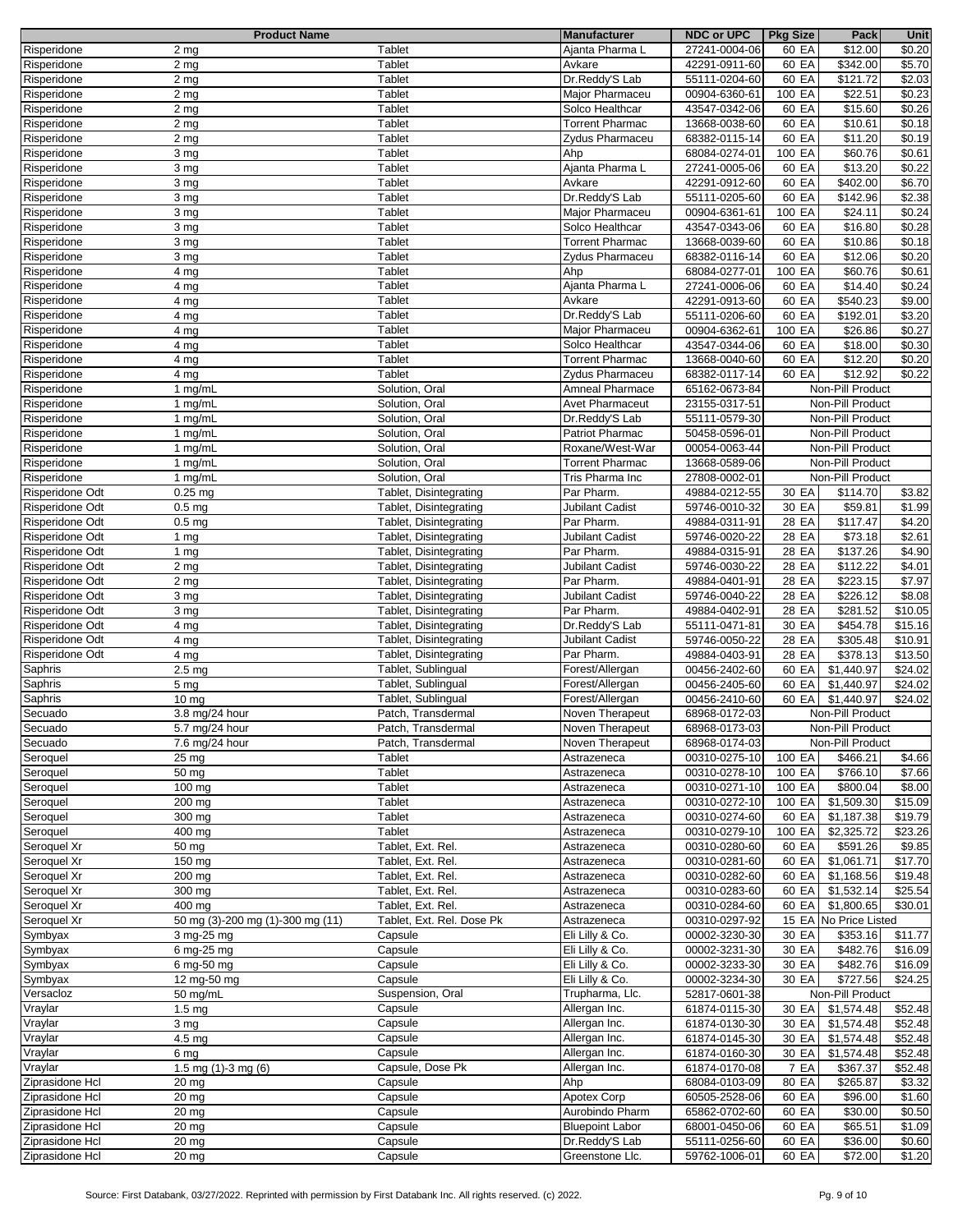| Product Name | | | Manufacturer | NDC or UPC | Pkg Size | Pack | Unit |
|---|---|---|---|---|---|---|---|
| Risperidone | 2 mg | Tablet | Ajanta Pharma L | 27241-0004-06 | 60 EA | $12.00 | $0.20 |
| Risperidone | 2 mg | Tablet | Avkare | 42291-0911-60 | 60 EA | $342.00 | $5.70 |
| Risperidone | 2 mg | Tablet | Dr.Reddy'S Lab | 55111-0204-60 | 60 EA | $121.72 | $2.03 |
| Risperidone | 2 mg | Tablet | Major Pharmaceu | 00904-6360-61 | 100 EA | $22.51 | $0.23 |
| Risperidone | 2 mg | Tablet | Solco Healthcar | 43547-0342-06 | 60 EA | $15.60 | $0.26 |
| Risperidone | 2 mg | Tablet | Torrent Pharmac | 13668-0038-60 | 60 EA | $10.61 | $0.18 |
| Risperidone | 2 mg | Tablet | Zydus Pharmaceu | 68382-0115-14 | 60 EA | $11.20 | $0.19 |
| Risperidone | 3 mg | Tablet | Ahp | 68084-0274-01 | 100 EA | $60.76 | $0.61 |
| Risperidone | 3 mg | Tablet | Ajanta Pharma L | 27241-0005-06 | 60 EA | $13.20 | $0.22 |
| Risperidone | 3 mg | Tablet | Avkare | 42291-0912-60 | 60 EA | $402.00 | $6.70 |
| Risperidone | 3 mg | Tablet | Dr.Reddy'S Lab | 55111-0205-60 | 60 EA | $142.96 | $2.38 |
| Risperidone | 3 mg | Tablet | Major Pharmaceu | 00904-6361-61 | 100 EA | $24.11 | $0.24 |
| Risperidone | 3 mg | Tablet | Solco Healthcar | 43547-0343-06 | 60 EA | $16.80 | $0.28 |
| Risperidone | 3 mg | Tablet | Torrent Pharmac | 13668-0039-60 | 60 EA | $10.86 | $0.18 |
| Risperidone | 3 mg | Tablet | Zydus Pharmaceu | 68382-0116-14 | 60 EA | $12.06 | $0.20 |
| Risperidone | 4 mg | Tablet | Ahp | 68084-0277-01 | 100 EA | $60.76 | $0.61 |
| Risperidone | 4 mg | Tablet | Ajanta Pharma L | 27241-0006-06 | 60 EA | $14.40 | $0.24 |
| Risperidone | 4 mg | Tablet | Avkare | 42291-0913-60 | 60 EA | $540.23 | $9.00 |
| Risperidone | 4 mg | Tablet | Dr.Reddy'S Lab | 55111-0206-60 | 60 EA | $192.01 | $3.20 |
| Risperidone | 4 mg | Tablet | Major Pharmaceu | 00904-6362-61 | 100 EA | $26.86 | $0.27 |
| Risperidone | 4 mg | Tablet | Solco Healthcar | 43547-0344-06 | 60 EA | $18.00 | $0.30 |
| Risperidone | 4 mg | Tablet | Torrent Pharmac | 13668-0040-60 | 60 EA | $12.20 | $0.20 |
| Risperidone | 4 mg | Tablet | Zydus Pharmaceu | 68382-0117-14 | 60 EA | $12.92 | $0.22 |
| Risperidone | 1 mg/mL | Solution, Oral | Amneal Pharmace | 65162-0673-84 | | Non-Pill Product | |
| Risperidone | 1 mg/mL | Solution, Oral | Avet Pharmaceut | 23155-0317-51 | | Non-Pill Product | |
| Risperidone | 1 mg/mL | Solution, Oral | Dr.Reddy'S Lab | 55111-0579-30 | | Non-Pill Product | |
| Risperidone | 1 mg/mL | Solution, Oral | Patriot Pharmac | 50458-0596-01 | | Non-Pill Product | |
| Risperidone | 1 mg/mL | Solution, Oral | Roxane/West-War | 00054-0063-44 | | Non-Pill Product | |
| Risperidone | 1 mg/mL | Solution, Oral | Torrent Pharmac | 13668-0589-06 | | Non-Pill Product | |
| Risperidone | 1 mg/mL | Solution, Oral | Tris Pharma Inc | 27808-0002-01 | | Non-Pill Product | |
| Risperidone Odt | 0.25 mg | Tablet, Disintegrating | Par Pharm. | 49884-0212-55 | 30 EA | $114.70 | $3.82 |
| Risperidone Odt | 0.5 mg | Tablet, Disintegrating | Jubilant Cadist | 59746-0010-32 | 30 EA | $59.81 | $1.99 |
| Risperidone Odt | 0.5 mg | Tablet, Disintegrating | Par Pharm. | 49884-0311-91 | 28 EA | $117.47 | $4.20 |
| Risperidone Odt | 1 mg | Tablet, Disintegrating | Jubilant Cadist | 59746-0020-22 | 28 EA | $73.18 | $2.61 |
| Risperidone Odt | 1 mg | Tablet, Disintegrating | Par Pharm. | 49884-0315-91 | 28 EA | $137.26 | $4.90 |
| Risperidone Odt | 2 mg | Tablet, Disintegrating | Jubilant Cadist | 59746-0030-22 | 28 EA | $112.22 | $4.01 |
| Risperidone Odt | 2 mg | Tablet, Disintegrating | Par Pharm. | 49884-0401-91 | 28 EA | $223.15 | $7.97 |
| Risperidone Odt | 3 mg | Tablet, Disintegrating | Jubilant Cadist | 59746-0040-22 | 28 EA | $226.12 | $8.08 |
| Risperidone Odt | 3 mg | Tablet, Disintegrating | Par Pharm. | 49884-0402-91 | 28 EA | $281.52 | $10.05 |
| Risperidone Odt | 4 mg | Tablet, Disintegrating | Dr.Reddy'S Lab | 55111-0471-81 | 30 EA | $454.78 | $15.16 |
| Risperidone Odt | 4 mg | Tablet, Disintegrating | Jubilant Cadist | 59746-0050-22 | 28 EA | $305.48 | $10.91 |
| Risperidone Odt | 4 mg | Tablet, Disintegrating | Par Pharm. | 49884-0403-91 | 28 EA | $378.13 | $13.50 |
| Saphris | 2.5 mg | Tablet, Sublingual | Forest/Allergan | 00456-2402-60 | 60 EA | $1,440.97 | $24.02 |
| Saphris | 5 mg | Tablet, Sublingual | Forest/Allergan | 00456-2405-60 | 60 EA | $1,440.97 | $24.02 |
| Saphris | 10 mg | Tablet, Sublingual | Forest/Allergan | 00456-2410-60 | 60 EA | $1,440.97 | $24.02 |
| Secuado | 3.8 mg/24 hour | Patch, Transdermal | Noven Therapeut | 68968-0172-03 | | Non-Pill Product | |
| Secuado | 5.7 mg/24 hour | Patch, Transdermal | Noven Therapeut | 68968-0173-03 | | Non-Pill Product | |
| Secuado | 7.6 mg/24 hour | Patch, Transdermal | Noven Therapeut | 68968-0174-03 | | Non-Pill Product | |
| Seroquel | 25 mg | Tablet | Astrazeneca | 00310-0275-10 | 100 EA | $466.21 | $4.66 |
| Seroquel | 50 mg | Tablet | Astrazeneca | 00310-0278-10 | 100 EA | $766.10 | $7.66 |
| Seroquel | 100 mg | Tablet | Astrazeneca | 00310-0271-10 | 100 EA | $800.04 | $8.00 |
| Seroquel | 200 mg | Tablet | Astrazeneca | 00310-0272-10 | 100 EA | $1,509.30 | $15.09 |
| Seroquel | 300 mg | Tablet | Astrazeneca | 00310-0274-60 | 60 EA | $1,187.38 | $19.79 |
| Seroquel | 400 mg | Tablet | Astrazeneca | 00310-0279-10 | 100 EA | $2,325.72 | $23.26 |
| Seroquel Xr | 50 mg | Tablet, Ext. Rel. | Astrazeneca | 00310-0280-60 | 60 EA | $591.26 | $9.85 |
| Seroquel Xr | 150 mg | Tablet, Ext. Rel. | Astrazeneca | 00310-0281-60 | 60 EA | $1,061.71 | $17.70 |
| Seroquel Xr | 200 mg | Tablet, Ext. Rel. | Astrazeneca | 00310-0282-60 | 60 EA | $1,168.56 | $19.48 |
| Seroquel Xr | 300 mg | Tablet, Ext. Rel. | Astrazeneca | 00310-0283-60 | 60 EA | $1,532.14 | $25.54 |
| Seroquel Xr | 400 mg | Tablet, Ext. Rel. | Astrazeneca | 00310-0284-60 | 60 EA | $1,800.65 | $30.01 |
| Seroquel Xr | 50 mg (3)-200 mg (1)-300 mg (11) | Tablet, Ext. Rel. Dose Pk | Astrazeneca | 00310-0297-92 | 15 EA | No Price Listed | |
| Symbyax | 3 mg-25 mg | Capsule | Eli Lilly & Co. | 00002-3230-30 | 30 EA | $353.16 | $11.77 |
| Symbyax | 6 mg-25 mg | Capsule | Eli Lilly & Co. | 00002-3231-30 | 30 EA | $482.76 | $16.09 |
| Symbyax | 6 mg-50 mg | Capsule | Eli Lilly & Co. | 00002-3233-30 | 30 EA | $482.76 | $16.09 |
| Symbyax | 12 mg-50 mg | Capsule | Eli Lilly & Co. | 00002-3234-30 | 30 EA | $727.56 | $24.25 |
| Versacloz | 50 mg/mL | Suspension, Oral | Trupharma, Llc. | 52817-0601-38 | | Non-Pill Product | |
| Vraylar | 1.5 mg | Capsule | Allergan Inc. | 61874-0115-30 | 30 EA | $1,574.48 | $52.48 |
| Vraylar | 3 mg | Capsule | Allergan Inc. | 61874-0130-30 | 30 EA | $1,574.48 | $52.48 |
| Vraylar | 4.5 mg | Capsule | Allergan Inc. | 61874-0145-30 | 30 EA | $1,574.48 | $52.48 |
| Vraylar | 6 mg | Capsule | Allergan Inc. | 61874-0160-30 | 30 EA | $1,574.48 | $52.48 |
| Vraylar | 1.5 mg (1)-3 mg (6) | Capsule, Dose Pk | Allergan Inc. | 61874-0170-08 | 7 EA | $367.37 | $52.48 |
| Ziprasidone Hcl | 20 mg | Capsule | Ahp | 68084-0103-09 | 80 EA | $265.87 | $3.32 |
| Ziprasidone Hcl | 20 mg | Capsule | Apotex Corp | 60505-2528-06 | 60 EA | $96.00 | $1.60 |
| Ziprasidone Hcl | 20 mg | Capsule | Aurobindo Pharm | 65862-0702-60 | 60 EA | $30.00 | $0.50 |
| Ziprasidone Hcl | 20 mg | Capsule | Bluepoint Labor | 68001-0450-06 | 60 EA | $65.51 | $1.09 |
| Ziprasidone Hcl | 20 mg | Capsule | Dr.Reddy'S Lab | 55111-0256-60 | 60 EA | $36.00 | $0.60 |
| Ziprasidone Hcl | 20 mg | Capsule | Greenstone Llc. | 59762-1006-01 | 60 EA | $72.00 | $1.20 |

Source: First Databank, 03/27/2022. Reprinted with permission by First Databank Inc. All rights reserved. (c) 2022.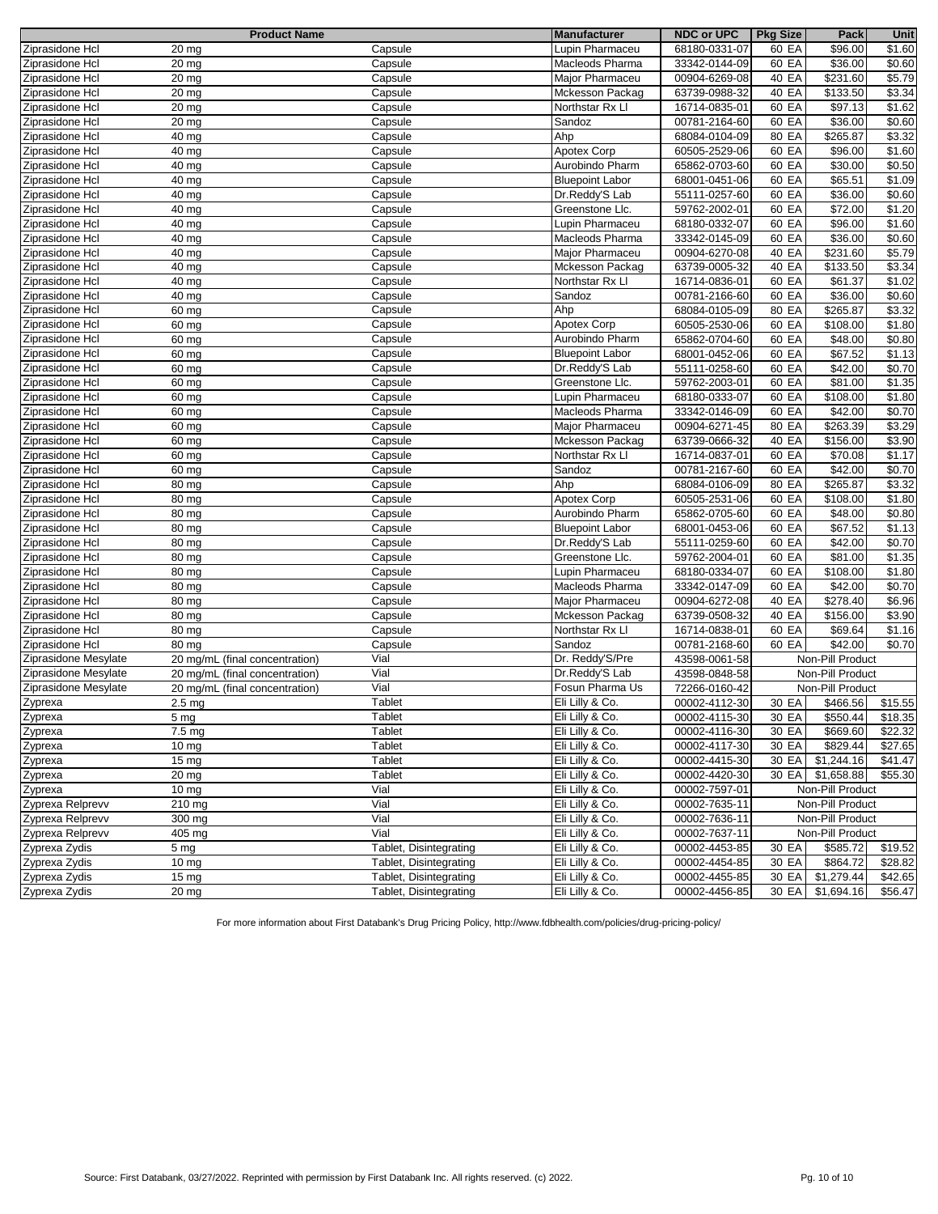| Product Name | | | Manufacturer | NDC or UPC | Pkg Size | Pack | Unit |
|---|---|---|---|---|---|---|---|
| Ziprasidone Hcl | 20 mg | Capsule | Lupin Pharmaceu | 68180-0331-07 | 60 EA | $96.00 | $1.60 |
| Ziprasidone Hcl | 20 mg | Capsule | Macleods Pharma | 33342-0144-09 | 60 EA | $36.00 | $0.60 |
| Ziprasidone Hcl | 20 mg | Capsule | Major Pharmaceu | 00904-6269-08 | 40 EA | $231.60 | $5.79 |
| Ziprasidone Hcl | 20 mg | Capsule | Mckesson Packag | 63739-0988-32 | 40 EA | $133.50 | $3.34 |
| Ziprasidone Hcl | 20 mg | Capsule | Northstar Rx Ll | 16714-0835-01 | 60 EA | $97.13 | $1.62 |
| Ziprasidone Hcl | 20 mg | Capsule | Sandoz | 00781-2164-60 | 60 EA | $36.00 | $0.60 |
| Ziprasidone Hcl | 40 mg | Capsule | Ahp | 68084-0104-09 | 80 EA | $265.87 | $3.32 |
| Ziprasidone Hcl | 40 mg | Capsule | Apotex Corp | 60505-2529-06 | 60 EA | $96.00 | $1.60 |
| Ziprasidone Hcl | 40 mg | Capsule | Aurobindo Pharm | 65862-0703-60 | 60 EA | $30.00 | $0.50 |
| Ziprasidone Hcl | 40 mg | Capsule | Bluepoint Labor | 68001-0451-06 | 60 EA | $65.51 | $1.09 |
| Ziprasidone Hcl | 40 mg | Capsule | Dr.Reddy'S Lab | 55111-0257-60 | 60 EA | $36.00 | $0.60 |
| Ziprasidone Hcl | 40 mg | Capsule | Greenstone Llc. | 59762-2002-01 | 60 EA | $72.00 | $1.20 |
| Ziprasidone Hcl | 40 mg | Capsule | Lupin Pharmaceu | 68180-0332-07 | 60 EA | $96.00 | $1.60 |
| Ziprasidone Hcl | 40 mg | Capsule | Macleods Pharma | 33342-0145-09 | 60 EA | $36.00 | $0.60 |
| Ziprasidone Hcl | 40 mg | Capsule | Major Pharmaceu | 00904-6270-08 | 40 EA | $231.60 | $5.79 |
| Ziprasidone Hcl | 40 mg | Capsule | Mckesson Packag | 63739-0005-32 | 40 EA | $133.50 | $3.34 |
| Ziprasidone Hcl | 40 mg | Capsule | Northstar Rx Ll | 16714-0836-01 | 60 EA | $61.37 | $1.02 |
| Ziprasidone Hcl | 40 mg | Capsule | Sandoz | 00781-2166-60 | 60 EA | $36.00 | $0.60 |
| Ziprasidone Hcl | 60 mg | Capsule | Ahp | 68084-0105-09 | 80 EA | $265.87 | $3.32 |
| Ziprasidone Hcl | 60 mg | Capsule | Apotex Corp | 60505-2530-06 | 60 EA | $108.00 | $1.80 |
| Ziprasidone Hcl | 60 mg | Capsule | Aurobindo Pharm | 65862-0704-60 | 60 EA | $48.00 | $0.80 |
| Ziprasidone Hcl | 60 mg | Capsule | Bluepoint Labor | 68001-0452-06 | 60 EA | $67.52 | $1.13 |
| Ziprasidone Hcl | 60 mg | Capsule | Dr.Reddy'S Lab | 55111-0258-60 | 60 EA | $42.00 | $0.70 |
| Ziprasidone Hcl | 60 mg | Capsule | Greenstone Llc. | 59762-2003-01 | 60 EA | $81.00 | $1.35 |
| Ziprasidone Hcl | 60 mg | Capsule | Lupin Pharmaceu | 68180-0333-07 | 60 EA | $108.00 | $1.80 |
| Ziprasidone Hcl | 60 mg | Capsule | Macleods Pharma | 33342-0146-09 | 60 EA | $42.00 | $0.70 |
| Ziprasidone Hcl | 60 mg | Capsule | Major Pharmaceu | 00904-6271-45 | 80 EA | $263.39 | $3.29 |
| Ziprasidone Hcl | 60 mg | Capsule | Mckesson Packag | 63739-0666-32 | 40 EA | $156.00 | $3.90 |
| Ziprasidone Hcl | 60 mg | Capsule | Northstar Rx Ll | 16714-0837-01 | 60 EA | $70.08 | $1.17 |
| Ziprasidone Hcl | 60 mg | Capsule | Sandoz | 00781-2167-60 | 60 EA | $42.00 | $0.70 |
| Ziprasidone Hcl | 80 mg | Capsule | Ahp | 68084-0106-09 | 80 EA | $265.87 | $3.32 |
| Ziprasidone Hcl | 80 mg | Capsule | Apotex Corp | 60505-2531-06 | 60 EA | $108.00 | $1.80 |
| Ziprasidone Hcl | 80 mg | Capsule | Aurobindo Pharm | 65862-0705-60 | 60 EA | $48.00 | $0.80 |
| Ziprasidone Hcl | 80 mg | Capsule | Bluepoint Labor | 68001-0453-06 | 60 EA | $67.52 | $1.13 |
| Ziprasidone Hcl | 80 mg | Capsule | Dr.Reddy'S Lab | 55111-0259-60 | 60 EA | $42.00 | $0.70 |
| Ziprasidone Hcl | 80 mg | Capsule | Greenstone Llc. | 59762-2004-01 | 60 EA | $81.00 | $1.35 |
| Ziprasidone Hcl | 80 mg | Capsule | Lupin Pharmaceu | 68180-0334-07 | 60 EA | $108.00 | $1.80 |
| Ziprasidone Hcl | 80 mg | Capsule | Macleods Pharma | 33342-0147-09 | 60 EA | $42.00 | $0.70 |
| Ziprasidone Hcl | 80 mg | Capsule | Major Pharmaceu | 00904-6272-08 | 40 EA | $278.40 | $6.96 |
| Ziprasidone Hcl | 80 mg | Capsule | Mckesson Packag | 63739-0508-32 | 40 EA | $156.00 | $3.90 |
| Ziprasidone Hcl | 80 mg | Capsule | Northstar Rx Ll | 16714-0838-01 | 60 EA | $69.64 | $1.16 |
| Ziprasidone Hcl | 80 mg | Capsule | Sandoz | 00781-2168-60 | 60 EA | $42.00 | $0.70 |
| Ziprasidone Mesylate | 20 mg/mL (final concentration) | Vial | Dr. Reddy'S/Pre | 43598-0061-58 | Non-Pill Product | | |
| Ziprasidone Mesylate | 20 mg/mL (final concentration) | Vial | Dr.Reddy'S Lab | 43598-0848-58 | Non-Pill Product | | |
| Ziprasidone Mesylate | 20 mg/mL (final concentration) | Vial | Fosun Pharma Us | 72266-0160-42 | Non-Pill Product | | |
| Zyprexa | 2.5 mg | Tablet | Eli Lilly & Co. | 00002-4112-30 | 30 EA | $466.56 | $15.55 |
| Zyprexa | 5 mg | Tablet | Eli Lilly & Co. | 00002-4115-30 | 30 EA | $550.44 | $18.35 |
| Zyprexa | 7.5 mg | Tablet | Eli Lilly & Co. | 00002-4116-30 | 30 EA | $669.60 | $22.32 |
| Zyprexa | 10 mg | Tablet | Eli Lilly & Co. | 00002-4117-30 | 30 EA | $829.44 | $27.65 |
| Zyprexa | 15 mg | Tablet | Eli Lilly & Co. | 00002-4415-30 | 30 EA | $1,244.16 | $41.47 |
| Zyprexa | 20 mg | Tablet | Eli Lilly & Co. | 00002-4420-30 | 30 EA | $1,658.88 | $55.30 |
| Zyprexa | 10 mg | Vial | Eli Lilly & Co. | 00002-7597-01 | Non-Pill Product | | |
| Zyprexa Relprevv | 210 mg | Vial | Eli Lilly & Co. | 00002-7635-11 | Non-Pill Product | | |
| Zyprexa Relprevv | 300 mg | Vial | Eli Lilly & Co. | 00002-7636-11 | Non-Pill Product | | |
| Zyprexa Relprevv | 405 mg | Vial | Eli Lilly & Co. | 00002-7637-11 | Non-Pill Product | | |
| Zyprexa Zydis | 5 mg | Tablet, Disintegrating | Eli Lilly & Co. | 00002-4453-85 | 30 EA | $585.72 | $19.52 |
| Zyprexa Zydis | 10 mg | Tablet, Disintegrating | Eli Lilly & Co. | 00002-4454-85 | 30 EA | $864.72 | $28.82 |
| Zyprexa Zydis | 15 mg | Tablet, Disintegrating | Eli Lilly & Co. | 00002-4455-85 | 30 EA | $1,279.44 | $42.65 |
| Zyprexa Zydis | 20 mg | Tablet, Disintegrating | Eli Lilly & Co. | 00002-4456-85 | 30 EA | $1,694.16 | $56.47 |

For more information about First Databank's Drug Pricing Policy, http://www.fdbhealth.com/policies/drug-pricing-policy/

Source: First Databank, 03/27/2022. Reprinted with permission by First Databank Inc. All rights reserved. (c) 2022.